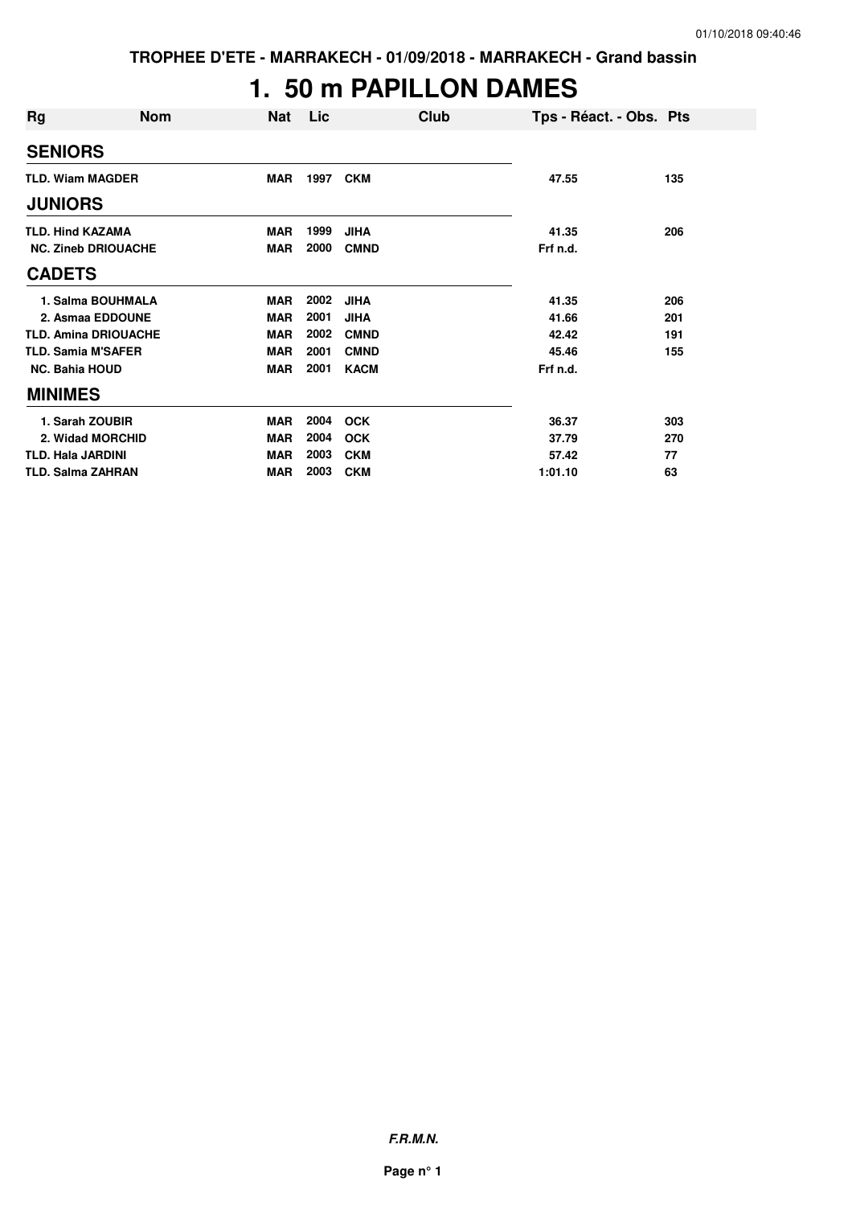TROPHEE D'ETE - MARRAKECH - 01/09/2018 - MARRAKECH - Grand bassin

# 1. 50 m PAPILLON DAMES

| Rg | Nom | Nat | Lic | Club | Tps - Réact. - Obs. | Pts |
|---|---|---|---|---|---|---|
| **SENIORS** | | | | | | |
| TLD. | Wiam MAGDER | MAR | 1997 | CKM | 47.55 | 135 |
| **JUNIORS** | | | | | | |
| TLD. | Hind KAZAMA | MAR | 1999 | JIHA | 41.35 | 206 |
| NC. | Zineb DRIOUACHE | MAR | 2000 | CMND | Frf n.d. | |
| **CADETS** | | | | | | |
| 1. | Salma BOUHMALA | MAR | 2002 | JIHA | 41.35 | 206 |
| 2. | Asmaa EDDOUNE | MAR | 2001 | JIHA | 41.66 | 201 |
| TLD. | Amina DRIOUACHE | MAR | 2002 | CMND | 42.42 | 191 |
| TLD. | Samia M'SAFER | MAR | 2001 | CMND | 45.46 | 155 |
| NC. | Bahia HOUD | MAR | 2001 | KACM | Frf n.d. | |
| **MINIMES** | | | | | | |
| 1. | Sarah ZOUBIR | MAR | 2004 | OCK | 36.37 | 303 |
| 2. | Widad MORCHID | MAR | 2004 | OCK | 37.79 | 270 |
| TLD. | Hala JARDINI | MAR | 2003 | CKM | 57.42 | 77 |
| TLD. | Salma ZAHRAN | MAR | 2003 | CKM | 1:01.10 | 63 |

***F.R.M.N.***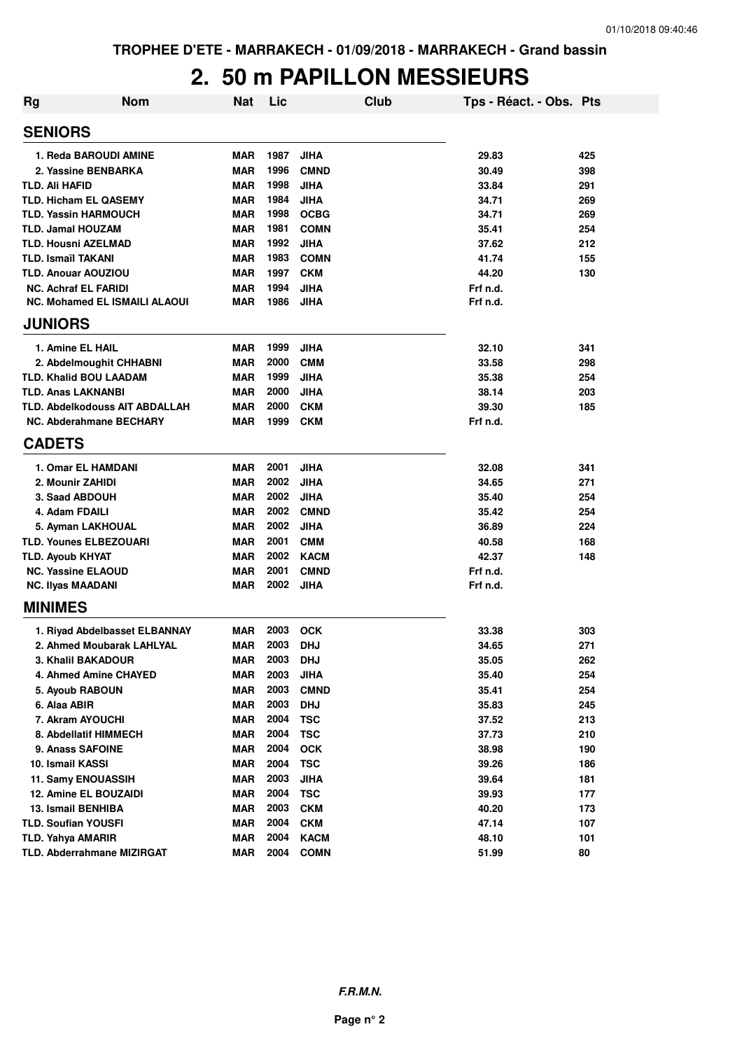TROPHEE D'ETE - MARRAKECH - 01/09/2018 - MARRAKECH - Grand bassin

# 2. 50 m PAPILLON MESSIEURS

| Rg | Nom | Nat | Lic | Club | Tps - Réact. - Obs. | Pts |
|---|---|---|---|---|---|---|
| **SENIORS** | | | | | | |
| 1. | Reda BAROUDI AMINE | MAR | 1987 | JIHA | 29.83 | 425 |
| 2. | Yassine BENBARKA | MAR | 1996 | CMND | 30.49 | 398 |
| TLD. | Ali HAFID | MAR | 1998 | JIHA | 33.84 | 291 |
| TLD. | Hicham EL QASEMY | MAR | 1984 | JIHA | 34.71 | 269 |
| TLD. | Yassin HARMOUCH | MAR | 1998 | OCBG | 34.71 | 269 |
| TLD. | Jamal HOUZAM | MAR | 1981 | COMN | 35.41 | 254 |
| TLD. | Housni AZELMAD | MAR | 1992 | JIHA | 37.62 | 212 |
| TLD. | Ismaïl TAKANI | MAR | 1983 | COMN | 41.74 | 155 |
| TLD. | Anouar AOUZIOU | MAR | 1997 | CKM | 44.20 | 130 |
| NC. | Achraf EL FARIDI | MAR | 1994 | JIHA | Frf n.d. | |
| NC. | Mohamed EL ISMAILI ALAOUI | MAR | 1986 | JIHA | Frf n.d. | |
| **JUNIORS** | | | | | | |
| 1. | Amine EL HAIL | MAR | 1999 | JIHA | 32.10 | 341 |
| 2. | Abdelmoughit CHHABNI | MAR | 2000 | CMM | 33.58 | 298 |
| TLD. | Khalid BOU LAADAM | MAR | 1999 | JIHA | 35.38 | 254 |
| TLD. | Anas LAKNANBI | MAR | 2000 | JIHA | 38.14 | 203 |
| TLD. | Abdelkodouss AIT ABDALLAH | MAR | 2000 | CKM | 39.30 | 185 |
| NC. | Abderahmane BECHARY | MAR | 1999 | CKM | Frf n.d. | |
| **CADETS** | | | | | | |
| 1. | Omar EL HAMDANI | MAR | 2001 | JIHA | 32.08 | 341 |
| 2. | Mounir ZAHIDI | MAR | 2002 | JIHA | 34.65 | 271 |
| 3. | Saad ABDOUH | MAR | 2002 | JIHA | 35.40 | 254 |
| 4. | Adam FDAILI | MAR | 2002 | CMND | 35.42 | 254 |
| 5. | Ayman LAKHOUAL | MAR | 2002 | JIHA | 36.89 | 224 |
| TLD. | Younes ELBEZOUARI | MAR | 2001 | CMM | 40.58 | 168 |
| TLD. | Ayoub KHYAT | MAR | 2002 | KACM | 42.37 | 148 |
| NC. | Yassine ELAOUD | MAR | 2001 | CMND | Frf n.d. | |
| NC. | Ilyas MAADANI | MAR | 2002 | JIHA | Frf n.d. | |
| **MINIMES** | | | | | | |
| 1. | Riyad Abdelbasset ELBANNAY | MAR | 2003 | OCK | 33.38 | 303 |
| 2. | Ahmed Moubarak LAHLYAL | MAR | 2003 | DHJ | 34.65 | 271 |
| 3. | Khalil BAKADOUR | MAR | 2003 | DHJ | 35.05 | 262 |
| 4. | Ahmed Amine CHAYED | MAR | 2003 | JIHA | 35.40 | 254 |
| 5. | Ayoub RABOUN | MAR | 2003 | CMND | 35.41 | 254 |
| 6. | Alaa ABIR | MAR | 2003 | DHJ | 35.83 | 245 |
| 7. | Akram AYOUCHI | MAR | 2004 | TSC | 37.52 | 213 |
| 8. | Abdellatif HIMMECH | MAR | 2004 | TSC | 37.73 | 210 |
| 9. | Anass SAFOINE | MAR | 2004 | OCK | 38.98 | 190 |
| 10. | Ismail KASSI | MAR | 2004 | TSC | 39.26 | 186 |
| 11. | Samy ENOUASSIH | MAR | 2003 | JIHA | 39.64 | 181 |
| 12. | Amine EL BOUZAIDI | MAR | 2004 | TSC | 39.93 | 177 |
| 13. | Ismail BENHIBA | MAR | 2003 | CKM | 40.20 | 173 |
| TLD. | Soufian YOUSFI | MAR | 2004 | CKM | 47.14 | 107 |
| TLD. | Yahya AMARIR | MAR | 2004 | KACM | 48.10 | 101 |
| TLD. | Abderrahmane MIZIRGAT | MAR | 2004 | COMN | 51.99 | 80 |

*F.R.M.N.*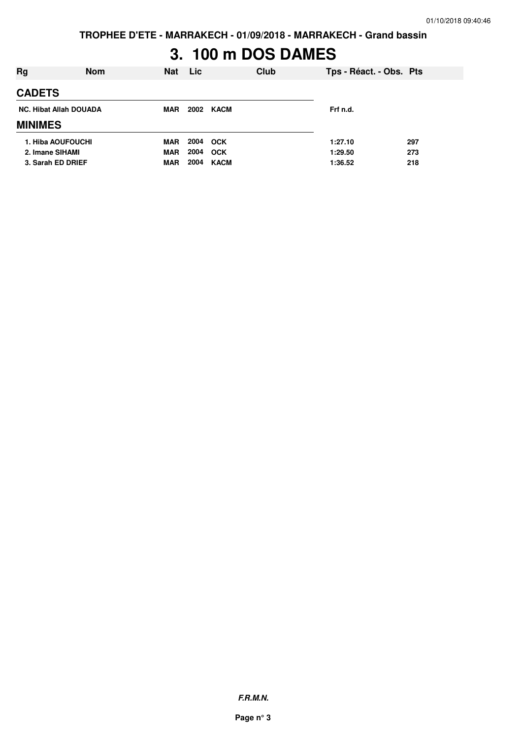# 3. 100 m DOS DAMES

| Rg | Nom | Nat | Lic | Club | Tps - Réact. - Obs. | Pts |
|---|---|---|---|---|---|---|
| **CADETS** | | | | | | |
| NC. | Hibat Allah DOUADA | MAR | 2002 | KACM | Frf n.d. | |
| **MINIMES** | | | | | | |
| 1. | Hiba AOUFOUCHI | MAR | 2004 | OCK | 1:27.10 | 297 |
| 2. | Imane SIHAMI | MAR | 2004 | OCK | 1:29.50 | 273 |
| 3. | Sarah ED DRIEF | MAR | 2004 | KACM | 1:36.52 | 218 |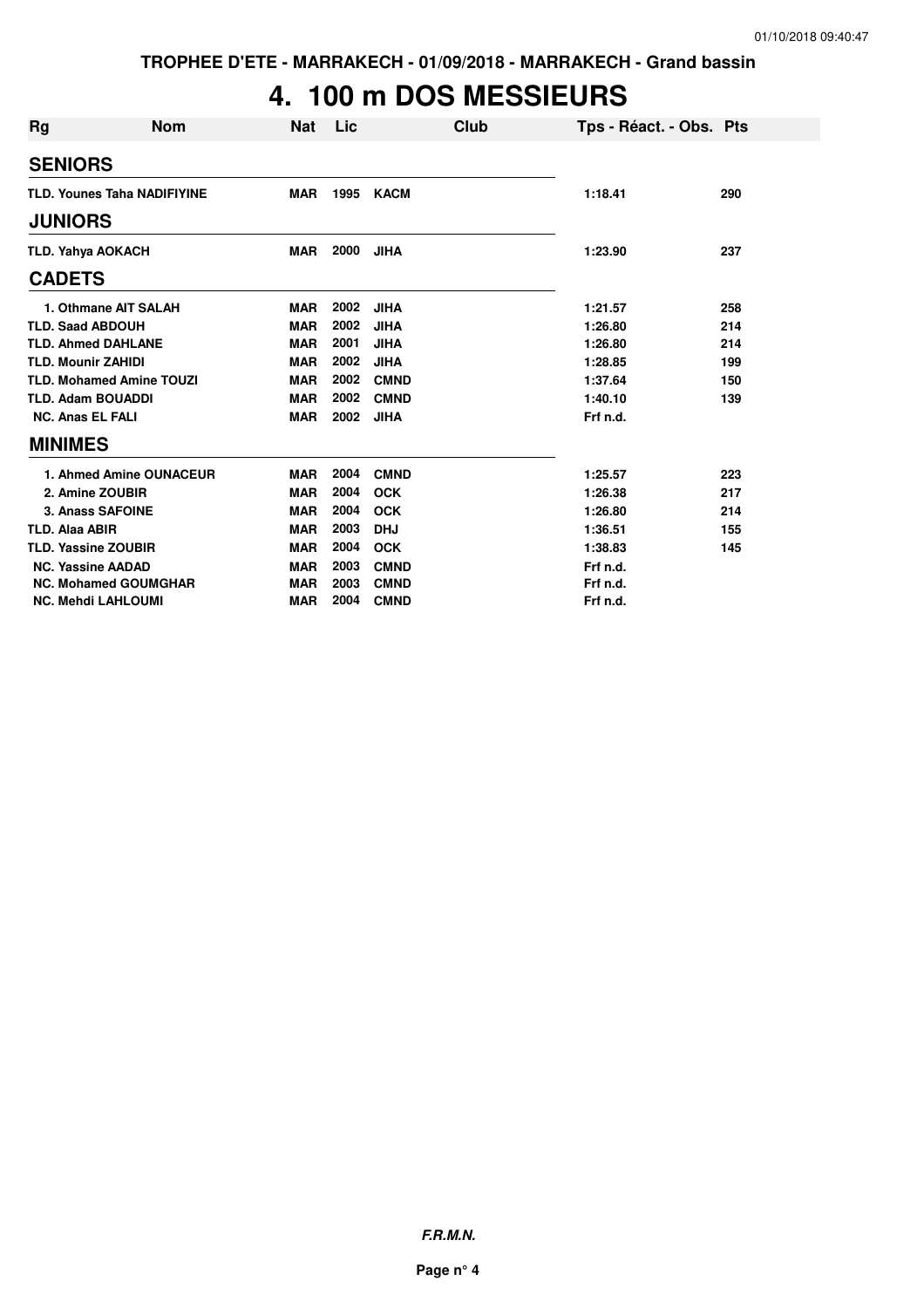# 4. 100 m DOS MESSIEURS

| Rg | Nom | Nat | Lic | Club | Tps - Réact. - Obs. | Pts |
|---|---|---|---|---|---|---|
| **SENIORS** | | | | | | |
| TLD. | Younes Taha NADIFIYINE | MAR | 1995 | KACM | 1:18.41 | 290 |
| **JUNIORS** | | | | | | |
| TLD. | Yahya AOKACH | MAR | 2000 | JIHA | 1:23.90 | 237 |
| **CADETS** | | | | | | |
| 1. | Othmane AIT SALAH | MAR | 2002 | JIHA | 1:21.57 | 258 |
| TLD. | Saad ABDOUH | MAR | 2002 | JIHA | 1:26.80 | 214 |
| TLD. | Ahmed DAHLANE | MAR | 2001 | JIHA | 1:26.80 | 214 |
| TLD. | Mounir ZAHIDI | MAR | 2002 | JIHA | 1:28.85 | 199 |
| TLD. | Mohamed Amine TOUZI | MAR | 2002 | CMND | 1:37.64 | 150 |
| TLD. | Adam BOUADDI | MAR | 2002 | CMND | 1:40.10 | 139 |
| NC. | Anas EL FALI | MAR | 2002 | JIHA | Frf n.d. | |
| **MINIMES** | | | | | | |
| 1. | Ahmed Amine OUNACEUR | MAR | 2004 | CMND | 1:25.57 | 223 |
| 2. | Amine ZOUBIR | MAR | 2004 | OCK | 1:26.38 | 217 |
| 3. | Anass SAFOINE | MAR | 2004 | OCK | 1:26.80 | 214 |
| TLD. | Alaa ABIR | MAR | 2003 | DHJ | 1:36.51 | 155 |
| TLD. | Yassine ZOUBIR | MAR | 2004 | OCK | 1:38.83 | 145 |
| NC. | Yassine AADAD | MAR | 2003 | CMND | Frf n.d. | |
| NC. | Mohamed GOUMGHAR | MAR | 2003 | CMND | Frf n.d. | |
| NC. | Mehdi LAHLOUMI | MAR | 2004 | CMND | Frf n.d. | |

*F.R.M.N.*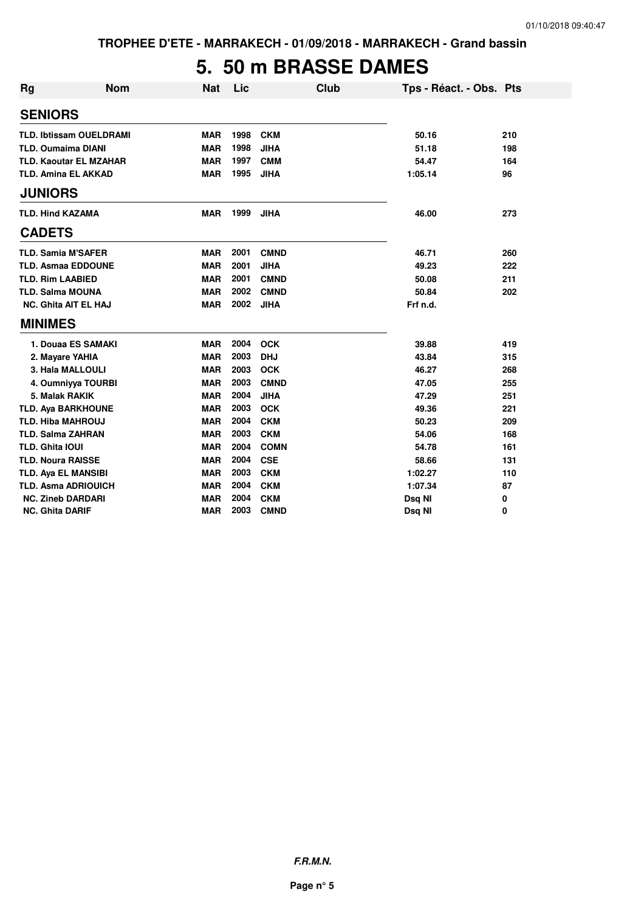TROPHEE D'ETE - MARRAKECH - 01/09/2018 - MARRAKECH - Grand bassin

# 5. 50 m BRASSE DAMES

| Rg | Nom | Nat | Lic | Club | Tps - Réact. - Obs. | Pts |
|---|---|---|---|---|---|---|
| **SENIORS** | | | | | | |
| TLD. | Ibtissam OUELDRAMI | MAR | 1998 | CKM | 50.16 | 210 |
| TLD. | Oumaima DIANI | MAR | 1998 | JIHA | 51.18 | 198 |
| TLD. | Kaoutar EL MZAHAR | MAR | 1997 | CMM | 54.47 | 164 |
| TLD. | Amina EL AKKAD | MAR | 1995 | JIHA | 1:05.14 | 96 |
| **JUNIORS** | | | | | | |
| TLD. | Hind KAZAMA | MAR | 1999 | JIHA | 46.00 | 273 |
| **CADETS** | | | | | | |
| TLD. | Samia M'SAFER | MAR | 2001 | CMND | 46.71 | 260 |
| TLD. | Asmaa EDDOUNE | MAR | 2001 | JIHA | 49.23 | 222 |
| TLD. | Rim LAABIED | MAR | 2001 | CMND | 50.08 | 211 |
| TLD. | Salma MOUNA | MAR | 2002 | CMND | 50.84 | 202 |
| NC. | Ghita AIT EL HAJ | MAR | 2002 | JIHA | Frf n.d. | |
| **MINIMES** | | | | | | |
| 1. | Douaa ES SAMAKI | MAR | 2004 | OCK | 39.88 | 419 |
| 2. | Mayare YAHIA | MAR | 2003 | DHJ | 43.84 | 315 |
| 3. | Hala MALLOULI | MAR | 2003 | OCK | 46.27 | 268 |
| 4. | Oumniyya TOURBI | MAR | 2003 | CMND | 47.05 | 255 |
| 5. | Malak RAKIK | MAR | 2004 | JIHA | 47.29 | 251 |
| TLD. | Aya BARKHOUNE | MAR | 2003 | OCK | 49.36 | 221 |
| TLD. | Hiba MAHROUJ | MAR | 2004 | CKM | 50.23 | 209 |
| TLD. | Salma ZAHRAN | MAR | 2003 | CKM | 54.06 | 168 |
| TLD. | Ghita IOUI | MAR | 2004 | COMN | 54.78 | 161 |
| TLD. | Noura RAISSE | MAR | 2004 | CSE | 58.66 | 131 |
| TLD. | Aya EL MANSIBI | MAR | 2003 | CKM | 1:02.27 | 110 |
| TLD. | Asma ADRIOUICH | MAR | 2004 | CKM | 1:07.34 | 87 |
| NC. | Zineb DARDARI | MAR | 2004 | CKM | Dsq NI | 0 |
| NC. | Ghita DARIF | MAR | 2003 | CMND | Dsq NI | 0 |

**F.R.M.N.**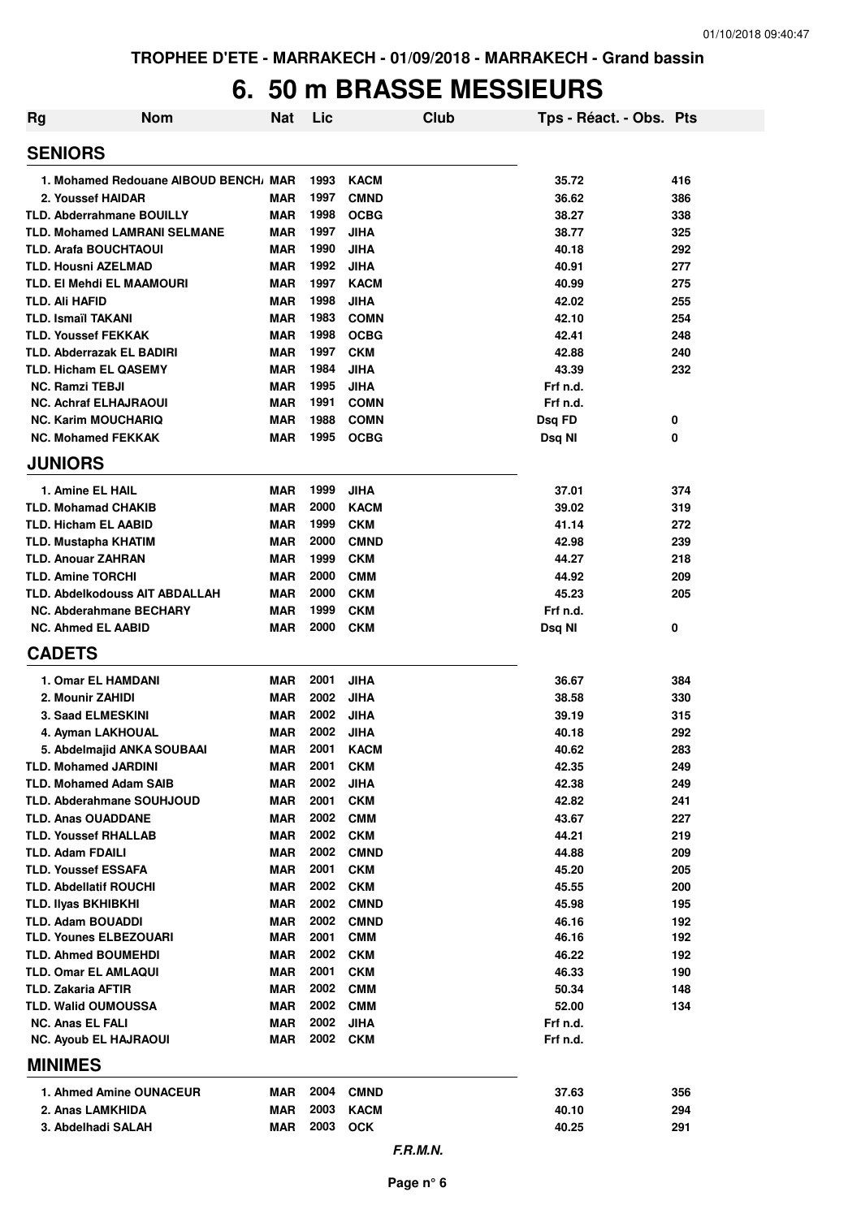# 6. 50 m BRASSE MESSIEURS

| Rg | Nom | Nat | Lic | Club | Tps - Réact. - Obs. | Pts |
|---|---|---|---|---|---|---|
| **SENIORS** | | | | | | |
| 1. | Mohamed Redouane AIBOUD BENCH/ | MAR | 1993 | KACM | 35.72 | 416 |
| 2. | Youssef HAIDAR | MAR | 1997 | CMND | 36.62 | 386 |
| TLD. | Abderrahmane BOUILLY | MAR | 1998 | OCBG | 38.27 | 338 |
| TLD. | Mohamed LAMRANI SELMANE | MAR | 1997 | JIHA | 38.77 | 325 |
| TLD. | Arafa BOUCHTAOUI | MAR | 1990 | JIHA | 40.18 | 292 |
| TLD. | Housni AZELMAD | MAR | 1992 | JIHA | 40.91 | 277 |
| TLD. | El Mehdi EL MAAMOURI | MAR | 1997 | KACM | 40.99 | 275 |
| TLD. | Ali HAFID | MAR | 1998 | JIHA | 42.02 | 255 |
| TLD. | Ismaïl TAKANI | MAR | 1983 | COMN | 42.10 | 254 |
| TLD. | Youssef FEKKAK | MAR | 1998 | OCBG | 42.41 | 248 |
| TLD. | Abderrazak EL BADIRI | MAR | 1997 | CKM | 42.88 | 240 |
| TLD. | Hicham EL QASEMY | MAR | 1984 | JIHA | 43.39 | 232 |
| NC. | Ramzi TEBJI | MAR | 1995 | JIHA | Frf n.d. | |
| NC. | Achraf ELHAJRAOUI | MAR | 1991 | COMN | Frf n.d. | |
| NC. | Karim MOUCHARIQ | MAR | 1988 | COMN | Dsq FD | 0 |
| NC. | Mohamed FEKKAK | MAR | 1995 | OCBG | Dsq NI | 0 |
| **JUNIORS** | | | | | | |
| 1. | Amine EL HAIL | MAR | 1999 | JIHA | 37.01 | 374 |
| TLD. | Mohamad CHAKIB | MAR | 2000 | KACM | 39.02 | 319 |
| TLD. | Hicham EL AABID | MAR | 1999 | CKM | 41.14 | 272 |
| TLD. | Mustapha KHATIM | MAR | 2000 | CMND | 42.98 | 239 |
| TLD. | Anouar ZAHRAN | MAR | 1999 | CKM | 44.27 | 218 |
| TLD. | Amine TORCHI | MAR | 2000 | CMM | 44.92 | 209 |
| TLD. | Abdelkodouss AIT ABDALLAH | MAR | 2000 | CKM | 45.23 | 205 |
| NC. | Abderahmane BECHARY | MAR | 1999 | CKM | Frf n.d. | |
| NC. | Ahmed EL AABID | MAR | 2000 | CKM | Dsq NI | 0 |
| **CADETS** | | | | | | |
| 1. | Omar EL HAMDANI | MAR | 2001 | JIHA | 36.67 | 384 |
| 2. | Mounir ZAHIDI | MAR | 2002 | JIHA | 38.58 | 330 |
| 3. | Saad ELMESKINI | MAR | 2002 | JIHA | 39.19 | 315 |
| 4. | Ayman LAKHOUAL | MAR | 2002 | JIHA | 40.18 | 292 |
| 5. | Abdelmajid ANKA SOUBAAI | MAR | 2001 | KACM | 40.62 | 283 |
| TLD. | Mohamed JARDINI | MAR | 2001 | CKM | 42.35 | 249 |
| TLD. | Mohamed Adam SAIB | MAR | 2002 | JIHA | 42.38 | 249 |
| TLD. | Abderahmane SOUHJOUD | MAR | 2001 | CKM | 42.82 | 241 |
| TLD. | Anas OUADDANE | MAR | 2002 | CMM | 43.67 | 227 |
| TLD. | Youssef RHALLAB | MAR | 2002 | CKM | 44.21 | 219 |
| TLD. | Adam FDAILI | MAR | 2002 | CMND | 44.88 | 209 |
| TLD. | Youssef ESSAFA | MAR | 2001 | CKM | 45.20 | 205 |
| TLD. | Abdellatif ROUCHI | MAR | 2002 | CKM | 45.55 | 200 |
| TLD. | Ilyas BKHIBKHI | MAR | 2002 | CMND | 45.98 | 195 |
| TLD. | Adam BOUADDI | MAR | 2002 | CMND | 46.16 | 192 |
| TLD. | Younes ELBEZOUARI | MAR | 2001 | CMM | 46.16 | 192 |
| TLD. | Ahmed BOUMEHDI | MAR | 2002 | CKM | 46.22 | 192 |
| TLD. | Omar EL AMLAQUI | MAR | 2001 | CKM | 46.33 | 190 |
| TLD. | Zakaria AFTIR | MAR | 2002 | CMM | 50.34 | 148 |
| TLD. | Walid OUMOUSSA | MAR | 2002 | CMM | 52.00 | 134 |
| NC. | Anas EL FALI | MAR | 2002 | JIHA | Frf n.d. | |
| NC. | Ayoub EL HAJRAOUI | MAR | 2002 | CKM | Frf n.d. | |
| **MINIMES** | | | | | | |
| 1. | Ahmed Amine OUNACEUR | MAR | 2004 | CMND | 37.63 | 356 |
| 2. | Anas LAMKHIDA | MAR | 2003 | KACM | 40.10 | 294 |
| 3. | Abdelhadi SALAH | MAR | 2003 | OCK | 40.25 | 291 |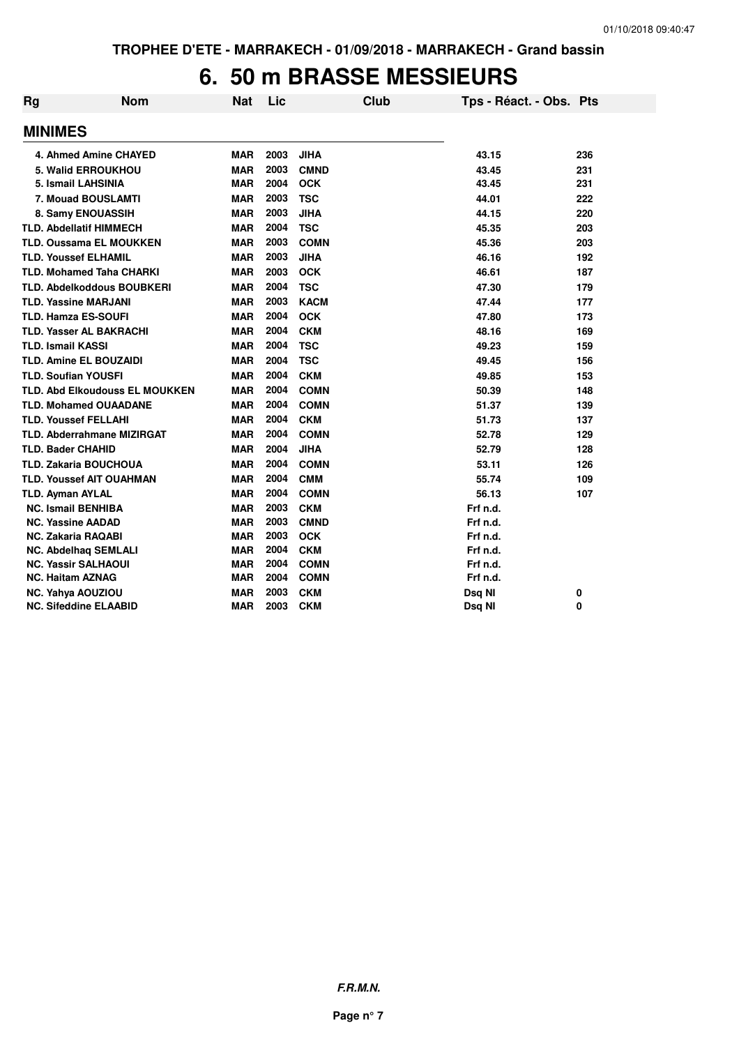TROPHEE D'ETE - MARRAKECH - 01/09/2018 - MARRAKECH - Grand bassin

# 6. 50 m BRASSE MESSIEURS

| Rg | Nom | Nat | Lic | Club | Tps - Réact. - Obs. | Pts |
|---|---|---|---|---|---|---|
| **MINIMES** | | | | | | |
| 4. | Ahmed Amine CHAYED | MAR | 2003 | JIHA | 43.15 | 236 |
| 5. | Walid ERROUKHOU | MAR | 2003 | CMND | 43.45 | 231 |
| 5. | Ismail LAHSINIA | MAR | 2004 | OCK | 43.45 | 231 |
| 7. | Mouad BOUSLAMTI | MAR | 2003 | TSC | 44.01 | 222 |
| 8. | Samy ENOUASSIH | MAR | 2003 | JIHA | 44.15 | 220 |
| TLD. | Abdellatif HIMMECH | MAR | 2004 | TSC | 45.35 | 203 |
| TLD. | Oussama EL MOUKKEN | MAR | 2003 | COMN | 45.36 | 203 |
| TLD. | Youssef ELHAMIL | MAR | 2003 | JIHA | 46.16 | 192 |
| TLD. | Mohamed Taha CHARKI | MAR | 2003 | OCK | 46.61 | 187 |
| TLD. | Abdelkoddous BOUBKERI | MAR | 2004 | TSC | 47.30 | 179 |
| TLD. | Yassine MARJANI | MAR | 2003 | KACM | 47.44 | 177 |
| TLD. | Hamza ES-SOUFI | MAR | 2004 | OCK | 47.80 | 173 |
| TLD. | Yasser AL BAKRACHI | MAR | 2004 | CKM | 48.16 | 169 |
| TLD. | Ismail KASSI | MAR | 2004 | TSC | 49.23 | 159 |
| TLD. | Amine EL BOUZAIDI | MAR | 2004 | TSC | 49.45 | 156 |
| TLD. | Soufian YOUSFI | MAR | 2004 | CKM | 49.85 | 153 |
| TLD. | Abd Elkoudouss EL MOUKKEN | MAR | 2004 | COMN | 50.39 | 148 |
| TLD. | Mohamed OUAADANE | MAR | 2004 | COMN | 51.37 | 139 |
| TLD. | Youssef FELLAHI | MAR | 2004 | CKM | 51.73 | 137 |
| TLD. | Abderrahmane MIZIRGAT | MAR | 2004 | COMN | 52.78 | 129 |
| TLD. | Bader CHAHID | MAR | 2004 | JIHA | 52.79 | 128 |
| TLD. | Zakaria BOUCHOUA | MAR | 2004 | COMN | 53.11 | 126 |
| TLD. | Youssef AIT OUAHMAN | MAR | 2004 | CMM | 55.74 | 109 |
| TLD. | Ayman AYLAL | MAR | 2004 | COMN | 56.13 | 107 |
| NC. | Ismail BENHIBA | MAR | 2003 | CKM | Frf n.d. | |
| NC. | Yassine AADAD | MAR | 2003 | CMND | Frf n.d. | |
| NC. | Zakaria RAQABI | MAR | 2003 | OCK | Frf n.d. | |
| NC. | Abdelhaq SEMLALI | MAR | 2004 | CKM | Frf n.d. | |
| NC. | Yassir SALHAOUI | MAR | 2004 | COMN | Frf n.d. | |
| NC. | Haitam AZNAG | MAR | 2004 | COMN | Frf n.d. | |
| NC. | Yahya AOUZIOU | MAR | 2003 | CKM | Dsq NI | 0 |
| NC. | Sifeddine ELAABID | MAR | 2003 | CKM | Dsq NI | 0 |

**F.R.M.N.**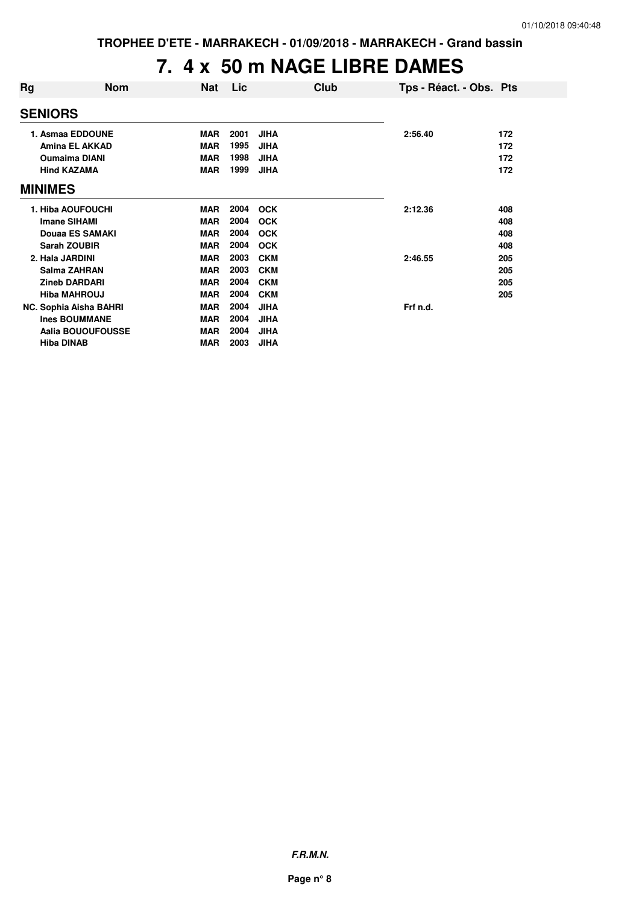# 7. 4 x 50 m NAGE LIBRE DAMES

| Rg | Nom | Nat | Lic | Club | Tps - Réact. - Obs. | Pts |
|---|---|---|---|---|---|---|
| **SENIORS** | | | | | | |
| 1. | Asmaa EDDOUNE | MAR | 2001 | JIHA | 2:56.40 | 172 |
| | Amina EL AKKAD | MAR | 1995 | JIHA | | 172 |
| | Oumaima DIANI | MAR | 1998 | JIHA | | 172 |
| | Hind KAZAMA | MAR | 1999 | JIHA | | 172 |
| **MINIMES** | | | | | | |
| 1. | Hiba AOUFOUCHI | MAR | 2004 | OCK | 2:12.36 | 408 |
| | Imane SIHAMI | MAR | 2004 | OCK | | 408 |
| | Douaa ES SAMAKI | MAR | 2004 | OCK | | 408 |
| | Sarah ZOUBIR | MAR | 2004 | OCK | | 408 |
| 2. | Hala JARDINI | MAR | 2003 | CKM | 2:46.55 | 205 |
| | Salma ZAHRAN | MAR | 2003 | CKM | | 205 |
| | Zineb DARDARI | MAR | 2004 | CKM | | 205 |
| | Hiba MAHROUJ | MAR | 2004 | CKM | | 205 |
| NC. | Sophia Aisha BAHRI | MAR | 2004 | JIHA | Frf n.d. | |
| | Ines BOUMMANE | MAR | 2004 | JIHA | | |
| | Aalia BOUOUFOUSSE | MAR | 2004 | JIHA | | |
| | Hiba DINAB | MAR | 2003 | JIHA | | |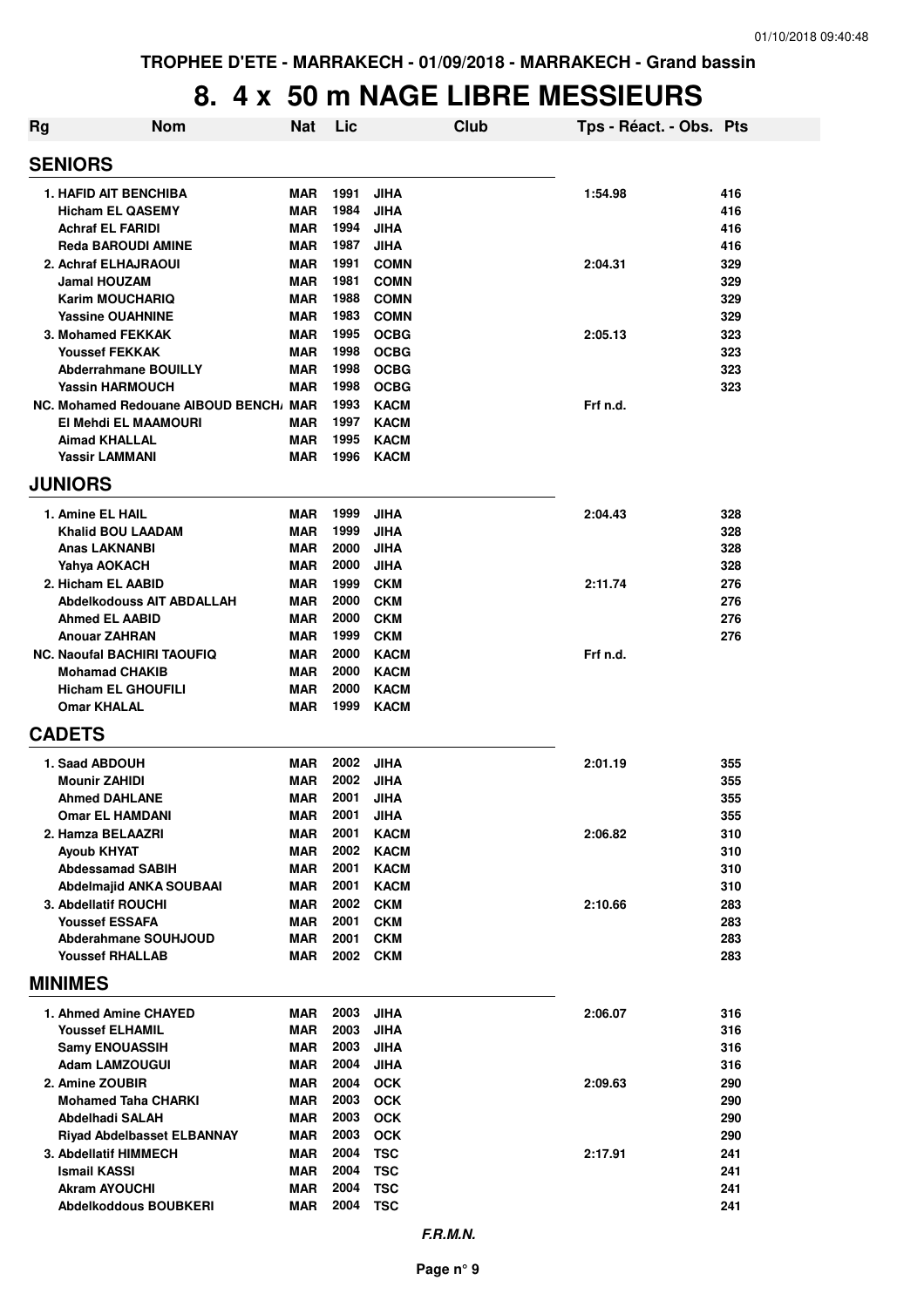TROPHEE D'ETE - MARRAKECH - 01/09/2018 - MARRAKECH - Grand bassin

# 8. 4 x 50 m NAGE LIBRE MESSIEURS

| Rg | Nom | Nat | Lic | Club | Tps - Réact. - Obs. | Pts |
|---|---|---|---|---|---|---|
| **SENIORS** | | | | | | |
| 1. | HAFID AIT BENCHIBA | MAR | 1991 | JIHA | 1:54.98 | 416 |
| | Hicham EL QASEMY | MAR | 1984 | JIHA | | 416 |
| | Achraf EL FARIDI | MAR | 1994 | JIHA | | 416 |
| | Reda BAROUDI AMINE | MAR | 1987 | JIHA | | 416 |
| 2. | Achraf ELHAJRAOUI | MAR | 1991 | COMN | 2:04.31 | 329 |
| | Jamal HOUZAM | MAR | 1981 | COMN | | 329 |
| | Karim MOUCHARIQ | MAR | 1988 | COMN | | 329 |
| | Yassine OUAHNINE | MAR | 1983 | COMN | | 329 |
| 3. | Mohamed FEKKAK | MAR | 1995 | OCBG | 2:05.13 | 323 |
| | Youssef FEKKAK | MAR | 1998 | OCBG | | 323 |
| | Abderrahmane BOUILLY | MAR | 1998 | OCBG | | 323 |
| | Yassin HARMOUCH | MAR | 1998 | OCBG | | 323 |
| NC. | Mohamed Redouane AIBOUD BENCH/ | MAR | 1993 | KACM | Frf n.d. | |
| | El Mehdi EL MAAMOURI | MAR | 1997 | KACM | | |
| | Aimad KHALLAL | MAR | 1995 | KACM | | |
| | Yassir LAMMANI | MAR | 1996 | KACM | | |
| **JUNIORS** | | | | | | |
| 1. | Amine EL HAIL | MAR | 1999 | JIHA | 2:04.43 | 328 |
| | Khalid BOU LAADAM | MAR | 1999 | JIHA | | 328 |
| | Anas LAKNANBI | MAR | 2000 | JIHA | | 328 |
| | Yahya AOKACH | MAR | 2000 | JIHA | | 328 |
| 2. | Hicham EL AABID | MAR | 1999 | CKM | 2:11.74 | 276 |
| | Abdelkodouss AIT ABDALLAH | MAR | 2000 | CKM | | 276 |
| | Ahmed EL AABID | MAR | 2000 | CKM | | 276 |
| | Anouar ZAHRAN | MAR | 1999 | CKM | | 276 |
| NC. | Naoufal BACHIRI TAOUFIQ | MAR | 2000 | KACM | Frf n.d. | |
| | Mohamad CHAKIB | MAR | 2000 | KACM | | |
| | Hicham EL GHOUFILI | MAR | 2000 | KACM | | |
| | Omar KHALAL | MAR | 1999 | KACM | | |
| **CADETS** | | | | | | |
| 1. | Saad ABDOUH | MAR | 2002 | JIHA | 2:01.19 | 355 |
| | Mounir ZAHIDI | MAR | 2002 | JIHA | | 355 |
| | Ahmed DAHLANE | MAR | 2001 | JIHA | | 355 |
| | Omar EL HAMDANI | MAR | 2001 | JIHA | | 355 |
| 2. | Hamza BELAAZRI | MAR | 2001 | KACM | 2:06.82 | 310 |
| | Ayoub KHYAT | MAR | 2002 | KACM | | 310 |
| | Abdessamad SABIH | MAR | 2001 | KACM | | 310 |
| | Abdelmajid ANKA SOUBAAI | MAR | 2001 | KACM | | 310 |
| 3. | Abdellatif ROUCHI | MAR | 2002 | CKM | 2:10.66 | 283 |
| | Youssef ESSAFA | MAR | 2001 | CKM | | 283 |
| | Abderahmane SOUHJOUD | MAR | 2001 | CKM | | 283 |
| | Youssef RHALLAB | MAR | 2002 | CKM | | 283 |
| **MINIMES** | | | | | | |
| 1. | Ahmed Amine CHAYED | MAR | 2003 | JIHA | 2:06.07 | 316 |
| | Youssef ELHAMIL | MAR | 2003 | JIHA | | 316 |
| | Samy ENOUASSIH | MAR | 2003 | JIHA | | 316 |
| | Adam LAMZOUGUI | MAR | 2004 | JIHA | | 316 |
| 2. | Amine ZOUBIR | MAR | 2004 | OCK | 2:09.63 | 290 |
| | Mohamed Taha CHARKI | MAR | 2003 | OCK | | 290 |
| | Abdelhadi SALAH | MAR | 2003 | OCK | | 290 |
| | Riyad Abdelbasset ELBANNAY | MAR | 2003 | OCK | | 290 |
| 3. | Abdellatif HIMMECH | MAR | 2004 | TSC | 2:17.91 | 241 |
| | Ismail KASSI | MAR | 2004 | TSC | | 241 |
| | Akram AYOUCHI | MAR | 2004 | TSC | | 241 |
| | Abdelkoddous BOUBKERI | MAR | 2004 | TSC | | 241 |

*F.R.M.N.*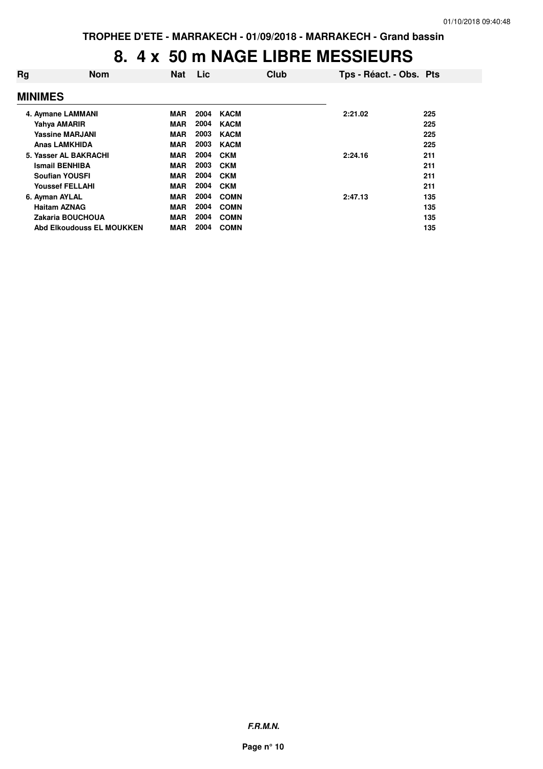TROPHEE D'ETE - MARRAKECH - 01/09/2018 - MARRAKECH - Grand bassin

# 8. 4 x 50 m NAGE LIBRE MESSIEURS

| Rg | Nom | Nat | Lic | Club | Tps - Réact. - Obs. | Pts |
|---|---|---|---|---|---|---|
| **MINIMES** | | | | | | |
| 4. | Aymane LAMMANI | MAR | 2004 | KACM | 2:21.02 | 225 |
| | Yahya AMARIR | MAR | 2004 | KACM | | 225 |
| | Yassine MARJANI | MAR | 2003 | KACM | | 225 |
| | Anas LAMKHIDA | MAR | 2003 | KACM | | 225 |
| 5. | Yasser AL BAKRACHI | MAR | 2004 | CKM | 2:24.16 | 211 |
| | Ismail BENHIBA | MAR | 2003 | CKM | | 211 |
| | Soufian YOUSFI | MAR | 2004 | CKM | | 211 |
| | Youssef FELLAHI | MAR | 2004 | CKM | | 211 |
| 6. | Ayman AYLAL | MAR | 2004 | COMN | 2:47.13 | 135 |
| | Haitam AZNAG | MAR | 2004 | COMN | | 135 |
| | Zakaria BOUCHOUA | MAR | 2004 | COMN | | 135 |
| | Abd Elkoudouss EL MOUKKEN | MAR | 2004 | COMN | | 135 |

*F.R.M.N.*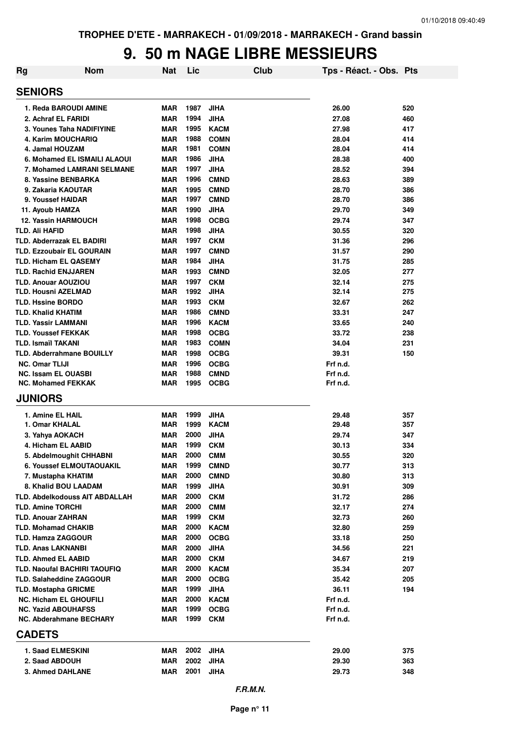# 9. 50 m NAGE LIBRE MESSIEURS

| Rg | Nom | Nat | Lic | Club | Tps - Réact. - Obs. | Pts |
|---|---|---|---|---|---|---|
| **SENIORS** | | | | | | |
| 1. Reda BAROUDI AMINE | | MAR | 1987 | JIHA | 26.00 | 520 |
| 2. Achraf EL FARIDI | | MAR | 1994 | JIHA | 27.08 | 460 |
| 3. Younes Taha NADIFIYINE | | MAR | 1995 | KACM | 27.98 | 417 |
| 4. Karim MOUCHARIQ | | MAR | 1988 | COMN | 28.04 | 414 |
| 4. Jamal HOUZAM | | MAR | 1981 | COMN | 28.04 | 414 |
| 6. Mohamed EL ISMAILI ALAOUI | | MAR | 1986 | JIHA | 28.38 | 400 |
| 7. Mohamed LAMRANI SELMANE | | MAR | 1997 | JIHA | 28.52 | 394 |
| 8. Yassine BENBARKA | | MAR | 1996 | CMND | 28.63 | 389 |
| 9. Zakaria KAOUTAR | | MAR | 1995 | CMND | 28.70 | 386 |
| 9. Youssef HAIDAR | | MAR | 1997 | CMND | 28.70 | 386 |
| 11. Ayoub HAMZA | | MAR | 1990 | JIHA | 29.70 | 349 |
| 12. Yassin HARMOUCH | | MAR | 1998 | OCBG | 29.74 | 347 |
| TLD. Ali HAFID | | MAR | 1998 | JIHA | 30.55 | 320 |
| TLD. Abderrazak EL BADIRI | | MAR | 1997 | CKM | 31.36 | 296 |
| TLD. Ezzoubair EL GOURAIN | | MAR | 1997 | CMND | 31.57 | 290 |
| TLD. Hicham EL QASEMY | | MAR | 1984 | JIHA | 31.75 | 285 |
| TLD. Rachid ENJJAREN | | MAR | 1993 | CMND | 32.05 | 277 |
| TLD. Anouar AOUZIOU | | MAR | 1997 | CKM | 32.14 | 275 |
| TLD. Housni AZELMAD | | MAR | 1992 | JIHA | 32.14 | 275 |
| TLD. Hssine BORDO | | MAR | 1993 | CKM | 32.67 | 262 |
| TLD. Khalid KHATIM | | MAR | 1986 | CMND | 33.31 | 247 |
| TLD. Yassir LAMMANI | | MAR | 1996 | KACM | 33.65 | 240 |
| TLD. Youssef FEKKAK | | MAR | 1998 | OCBG | 33.72 | 238 |
| TLD. Ismaïl TAKANI | | MAR | 1983 | COMN | 34.04 | 231 |
| TLD. Abderrahmane BOUILLY | | MAR | 1998 | OCBG | 39.31 | 150 |
| NC. Omar TLIJI | | MAR | 1996 | OCBG | Frf n.d. | |
| NC. Issam EL OUASBI | | MAR | 1988 | CMND | Frf n.d. | |
| NC. Mohamed FEKKAK | | MAR | 1995 | OCBG | Frf n.d. | |
| **JUNIORS** | | | | | | |
| 1. Amine EL HAIL | | MAR | 1999 | JIHA | 29.48 | 357 |
| 1. Omar KHALAL | | MAR | 1999 | KACM | 29.48 | 357 |
| 3. Yahya AOKACH | | MAR | 2000 | JIHA | 29.74 | 347 |
| 4. Hicham EL AABID | | MAR | 1999 | CKM | 30.13 | 334 |
| 5. Abdelmoughit CHHABNI | | MAR | 2000 | CMM | 30.55 | 320 |
| 6. Youssef ELMOUTAOUAKIL | | MAR | 1999 | CMND | 30.77 | 313 |
| 7. Mustapha KHATIM | | MAR | 2000 | CMND | 30.80 | 313 |
| 8. Khalid BOU LAADAM | | MAR | 1999 | JIHA | 30.91 | 309 |
| TLD. Abdelkodouss AIT ABDALLAH | | MAR | 2000 | CKM | 31.72 | 286 |
| TLD. Amine TORCHI | | MAR | 2000 | CMM | 32.17 | 274 |
| TLD. Anouar ZAHRAN | | MAR | 1999 | CKM | 32.73 | 260 |
| TLD. Mohamad CHAKIB | | MAR | 2000 | KACM | 32.80 | 259 |
| TLD. Hamza ZAGGOUR | | MAR | 2000 | OCBG | 33.18 | 250 |
| TLD. Anas LAKNANBI | | MAR | 2000 | JIHA | 34.56 | 221 |
| TLD. Ahmed EL AABID | | MAR | 2000 | CKM | 34.67 | 219 |
| TLD. Naoufal BACHIRI TAOUFIQ | | MAR | 2000 | KACM | 35.34 | 207 |
| TLD. Salaheddine ZAGGOUR | | MAR | 2000 | OCBG | 35.42 | 205 |
| TLD. Mostapha GRICME | | MAR | 1999 | JIHA | 36.11 | 194 |
| NC. Hicham EL GHOUFILI | | MAR | 2000 | KACM | Frf n.d. | |
| NC. Yazid ABOUHAFSS | | MAR | 1999 | OCBG | Frf n.d. | |
| NC. Abderahmane BECHARY | | MAR | 1999 | CKM | Frf n.d. | |
| **CADETS** | | | | | | |
| 1. Saad ELMESKINI | | MAR | 2002 | JIHA | 29.00 | 375 |
| 2. Saad ABDOUH | | MAR | 2002 | JIHA | 29.30 | 363 |
| 3. Ahmed DAHLANE | | MAR | 2001 | JIHA | 29.73 | 348 |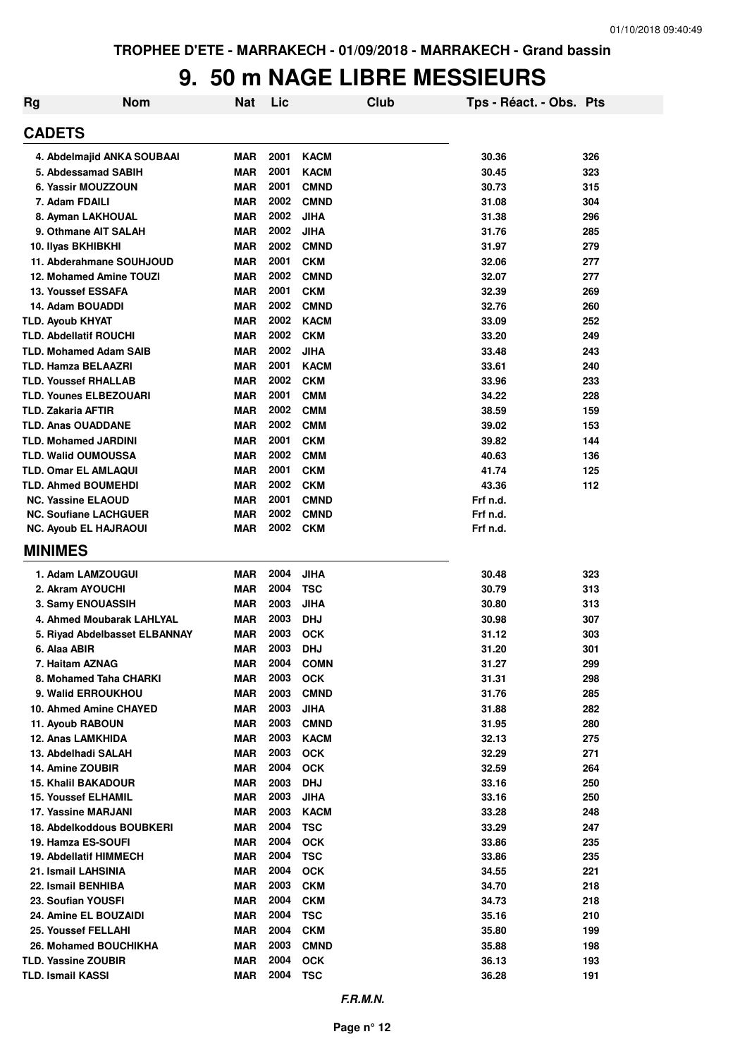TROPHEE D'ETE - MARRAKECH - 01/09/2018 - MARRAKECH - Grand bassin

# 9. 50 m NAGE LIBRE MESSIEURS

| Rg | Nom | Nat | Lic | Club | Tps - Réact. - Obs. | Pts |
|---|---|---|---|---|---|---|
| **CADETS** | | | | | | |
| 4. | Abdelmajid ANKA SOUBAAI | MAR | 2001 | KACM | 30.36 | 326 |
| 5. | Abdessamad SABIH | MAR | 2001 | KACM | 30.45 | 323 |
| 6. | Yassir MOUZZOUN | MAR | 2001 | CMND | 30.73 | 315 |
| 7. | Adam FDAILI | MAR | 2002 | CMND | 31.08 | 304 |
| 8. | Ayman LAKHOUAL | MAR | 2002 | JIHA | 31.38 | 296 |
| 9. | Othmane AIT SALAH | MAR | 2002 | JIHA | 31.76 | 285 |
| 10. | Ilyas BKHIBKHI | MAR | 2002 | CMND | 31.97 | 279 |
| 11. | Abderahmane SOUHJOUD | MAR | 2001 | CKM | 32.06 | 277 |
| 12. | Mohamed Amine TOUZI | MAR | 2002 | CMND | 32.07 | 277 |
| 13. | Youssef ESSAFA | MAR | 2001 | CKM | 32.39 | 269 |
| 14. | Adam BOUADDI | MAR | 2002 | CMND | 32.76 | 260 |
| TLD. | Ayoub KHYAT | MAR | 2002 | KACM | 33.09 | 252 |
| TLD. | Abdellatif ROUCHI | MAR | 2002 | CKM | 33.20 | 249 |
| TLD. | Mohamed Adam SAIB | MAR | 2002 | JIHA | 33.48 | 243 |
| TLD. | Hamza BELAAZRI | MAR | 2001 | KACM | 33.61 | 240 |
| TLD. | Youssef RHALLAB | MAR | 2002 | CKM | 33.96 | 233 |
| TLD. | Younes ELBEZOUARI | MAR | 2001 | CMM | 34.22 | 228 |
| TLD. | Zakaria AFTIR | MAR | 2002 | CMM | 38.59 | 159 |
| TLD. | Anas OUADDANE | MAR | 2002 | CMM | 39.02 | 153 |
| TLD. | Mohamed JARDINI | MAR | 2001 | CKM | 39.82 | 144 |
| TLD. | Walid OUMOUSSA | MAR | 2002 | CMM | 40.63 | 136 |
| TLD. | Omar EL AMLAQUI | MAR | 2001 | CKM | 41.74 | 125 |
| TLD. | Ahmed BOUMEHDI | MAR | 2002 | CKM | 43.36 | 112 |
| NC. | Yassine ELAOUD | MAR | 2001 | CMND | Frf n.d. | |
| NC. | Soufiane LACHGUER | MAR | 2002 | CMND | Frf n.d. | |
| NC. | Ayoub EL HAJRAOUI | MAR | 2002 | CKM | Frf n.d. | |
| **MINIMES** | | | | | | |
| 1. | Adam LAMZOUGUI | MAR | 2004 | JIHA | 30.48 | 323 |
| 2. | Akram AYOUCHI | MAR | 2004 | TSC | 30.79 | 313 |
| 3. | Samy ENOUASSIH | MAR | 2003 | JIHA | 30.80 | 313 |
| 4. | Ahmed Moubarak LAHLYAL | MAR | 2003 | DHJ | 30.98 | 307 |
| 5. | Riyad Abdelbasset ELBANNAY | MAR | 2003 | OCK | 31.12 | 303 |
| 6. | Alaa ABIR | MAR | 2003 | DHJ | 31.20 | 301 |
| 7. | Haitam AZNAG | MAR | 2004 | COMN | 31.27 | 299 |
| 8. | Mohamed Taha CHARKI | MAR | 2003 | OCK | 31.31 | 298 |
| 9. | Walid ERROUKHOU | MAR | 2003 | CMND | 31.76 | 285 |
| 10. | Ahmed Amine CHAYED | MAR | 2003 | JIHA | 31.88 | 282 |
| 11. | Ayoub RABOUN | MAR | 2003 | CMND | 31.95 | 280 |
| 12. | Anas LAMKHIDA | MAR | 2003 | KACM | 32.13 | 275 |
| 13. | Abdelhadi SALAH | MAR | 2003 | OCK | 32.29 | 271 |
| 14. | Amine ZOUBIR | MAR | 2004 | OCK | 32.59 | 264 |
| 15. | Khalil BAKADOUR | MAR | 2003 | DHJ | 33.16 | 250 |
| 15. | Youssef ELHAMIL | MAR | 2003 | JIHA | 33.16 | 250 |
| 17. | Yassine MARJANI | MAR | 2003 | KACM | 33.28 | 248 |
| 18. | Abdelkoddous BOUBKERI | MAR | 2004 | TSC | 33.29 | 247 |
| 19. | Hamza ES-SOUFI | MAR | 2004 | OCK | 33.86 | 235 |
| 19. | Abdellatif HIMMECH | MAR | 2004 | TSC | 33.86 | 235 |
| 21. | Ismail LAHSINIA | MAR | 2004 | OCK | 34.55 | 221 |
| 22. | Ismail BENHIBA | MAR | 2003 | CKM | 34.70 | 218 |
| 23. | Soufian YOUSFI | MAR | 2004 | CKM | 34.73 | 218 |
| 24. | Amine EL BOUZAIDI | MAR | 2004 | TSC | 35.16 | 210 |
| 25. | Youssef FELLAHI | MAR | 2004 | CKM | 35.80 | 199 |
| 26. | Mohamed BOUCHIKHA | MAR | 2003 | CMND | 35.88 | 198 |
| TLD. | Yassine ZOUBIR | MAR | 2004 | OCK | 36.13 | 193 |
| TLD. | Ismail KASSI | MAR | 2004 | TSC | 36.28 | 191 |

*F.R.M.N.*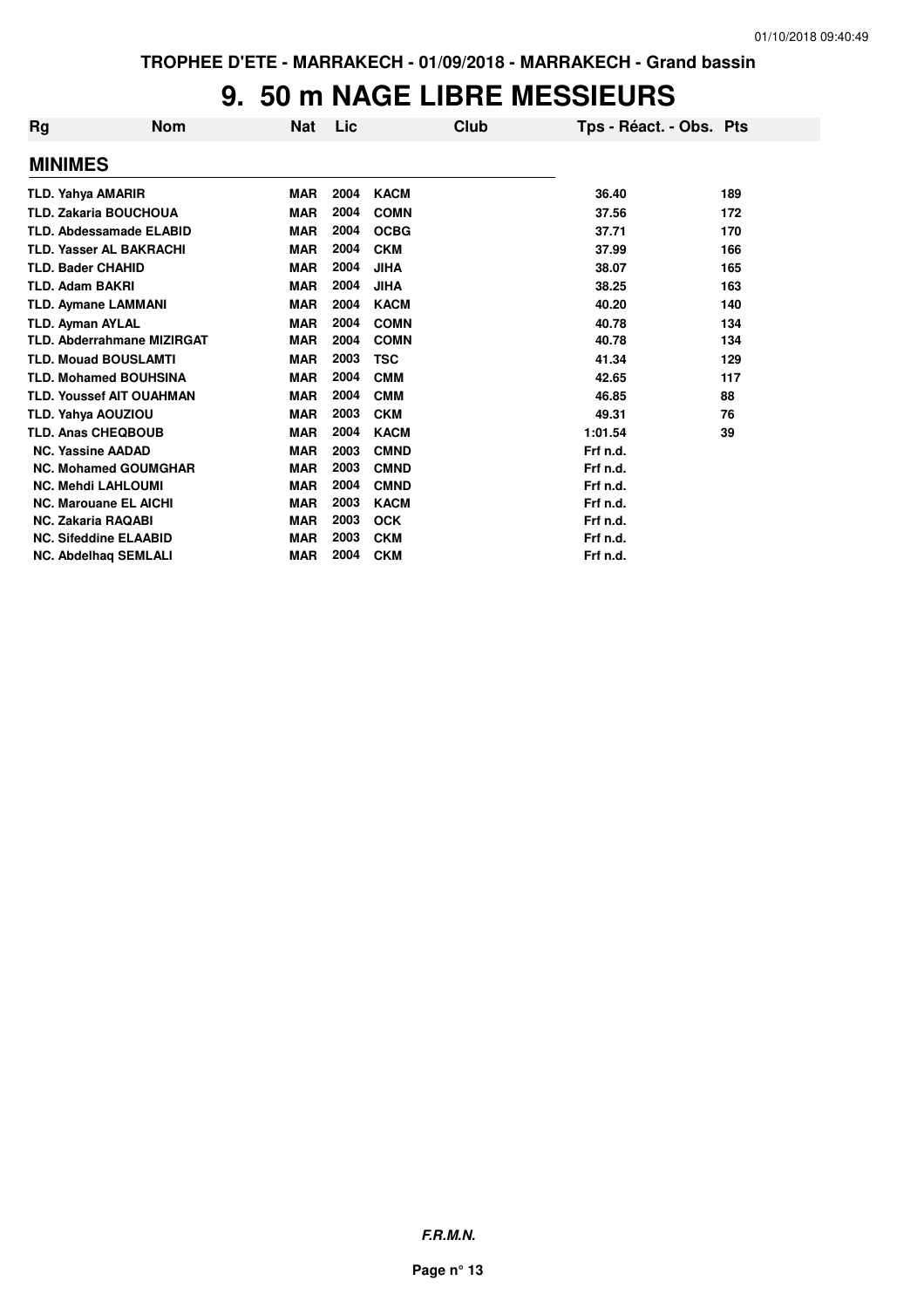TROPHEE D'ETE - MARRAKECH - 01/09/2018 - MARRAKECH - Grand bassin

# 9. 50 m NAGE LIBRE MESSIEURS

| Rg | Nom | Nat | Lic | Club | Tps - Réact. - Obs. | Pts |
|---|---|---|---|---|---|---|
| **MINIMES** | | | | | | |
| TLD. | Yahya AMARIR | MAR | 2004 | KACM | 36.40 | 189 |
| TLD. | Zakaria BOUCHOUA | MAR | 2004 | COMN | 37.56 | 172 |
| TLD. | Abdessamade ELABID | MAR | 2004 | OCBG | 37.71 | 170 |
| TLD. | Yasser AL BAKRACHI | MAR | 2004 | CKM | 37.99 | 166 |
| TLD. | Bader CHAHID | MAR | 2004 | JIHA | 38.07 | 165 |
| TLD. | Adam BAKRI | MAR | 2004 | JIHA | 38.25 | 163 |
| TLD. | Aymane LAMMANI | MAR | 2004 | KACM | 40.20 | 140 |
| TLD. | Ayman AYLAL | MAR | 2004 | COMN | 40.78 | 134 |
| TLD. | Abderrahmane MIZIRGAT | MAR | 2004 | COMN | 40.78 | 134 |
| TLD. | Mouad BOUSLAMTI | MAR | 2003 | TSC | 41.34 | 129 |
| TLD. | Mohamed BOUHSINA | MAR | 2004 | CMM | 42.65 | 117 |
| TLD. | Youssef AIT OUAHMAN | MAR | 2004 | CMM | 46.85 | 88 |
| TLD. | Yahya AOUZIOU | MAR | 2003 | CKM | 49.31 | 76 |
| TLD. | Anas CHEQBOUB | MAR | 2004 | KACM | 1:01.54 | 39 |
| NC. | Yassine AADAD | MAR | 2003 | CMND | Frf n.d. | |
| NC. | Mohamed GOUMGHAR | MAR | 2003 | CMND | Frf n.d. | |
| NC. | Mehdi LAHLOUMI | MAR | 2004 | CMND | Frf n.d. | |
| NC. | Marouane EL AICHI | MAR | 2003 | KACM | Frf n.d. | |
| NC. | Zakaria RAQABI | MAR | 2003 | OCK | Frf n.d. | |
| NC. | Sifeddine ELAABID | MAR | 2003 | CKM | Frf n.d. | |
| NC. | Abdelhaq SEMLALI | MAR | 2004 | CKM | Frf n.d. | |

*F.R.M.N.*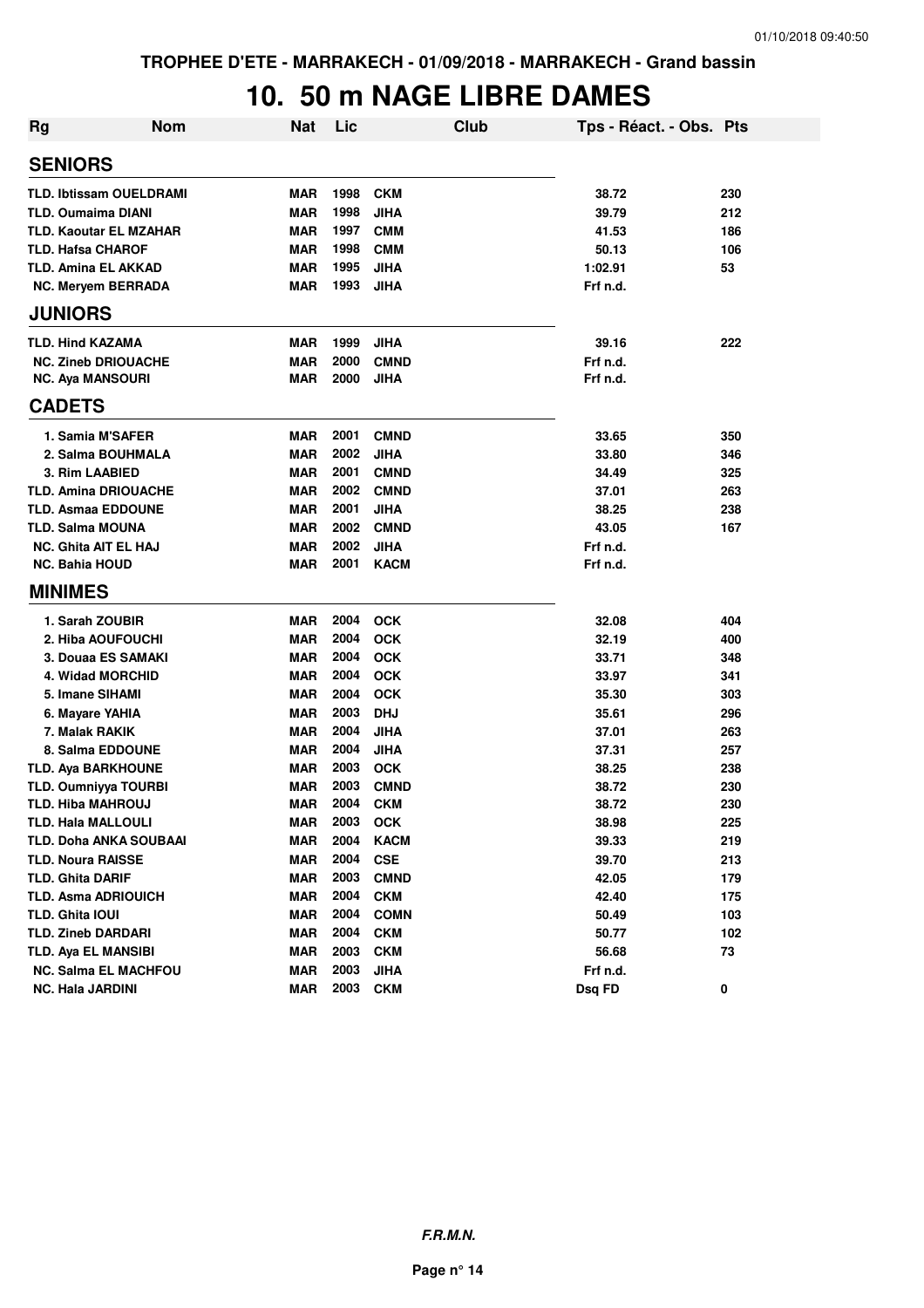TROPHEE D'ETE - MARRAKECH - 01/09/2018 - MARRAKECH - Grand bassin

# 10. 50 m NAGE LIBRE DAMES

| Rg | Nom | Nat | Lic | Club | Tps - Réact. - Obs. | Pts |
|---|---|---|---|---|---|---|
| **SENIORS** | | | | | | |
| TLD. | Ibtissam OUELDRAMI | MAR | 1998 | CKM | 38.72 | 230 |
| TLD. | Oumaima DIANI | MAR | 1998 | JIHA | 39.79 | 212 |
| TLD. | Kaoutar EL MZAHAR | MAR | 1997 | CMM | 41.53 | 186 |
| TLD. | Hafsa CHAROF | MAR | 1998 | CMM | 50.13 | 106 |
| TLD. | Amina EL AKKAD | MAR | 1995 | JIHA | 1:02.91 | 53 |
| NC. | Meryem BERRADA | MAR | 1993 | JIHA | Frf n.d. | |
| **JUNIORS** | | | | | | |
| TLD. | Hind KAZAMA | MAR | 1999 | JIHA | 39.16 | 222 |
| NC. | Zineb DRIOUACHE | MAR | 2000 | CMND | Frf n.d. | |
| NC. | Aya MANSOURI | MAR | 2000 | JIHA | Frf n.d. | |
| **CADETS** | | | | | | |
| 1. | Samia M'SAFER | MAR | 2001 | CMND | 33.65 | 350 |
| 2. | Salma BOUHMALA | MAR | 2002 | JIHA | 33.80 | 346 |
| 3. | Rim LAABIED | MAR | 2001 | CMND | 34.49 | 325 |
| TLD. | Amina DRIOUACHE | MAR | 2002 | CMND | 37.01 | 263 |
| TLD. | Asmaa EDDOUNE | MAR | 2001 | JIHA | 38.25 | 238 |
| TLD. | Salma MOUNA | MAR | 2002 | CMND | 43.05 | 167 |
| NC. | Ghita AIT EL HAJ | MAR | 2002 | JIHA | Frf n.d. | |
| NC. | Bahia HOUD | MAR | 2001 | KACM | Frf n.d. | |
| **MINIMES** | | | | | | |
| 1. | Sarah ZOUBIR | MAR | 2004 | OCK | 32.08 | 404 |
| 2. | Hiba AOUFOUCHI | MAR | 2004 | OCK | 32.19 | 400 |
| 3. | Douaa ES SAMAKI | MAR | 2004 | OCK | 33.71 | 348 |
| 4. | Widad MORCHID | MAR | 2004 | OCK | 33.97 | 341 |
| 5. | Imane SIHAMI | MAR | 2004 | OCK | 35.30 | 303 |
| 6. | Mayare YAHIA | MAR | 2003 | DHJ | 35.61 | 296 |
| 7. | Malak RAKIK | MAR | 2004 | JIHA | 37.01 | 263 |
| 8. | Salma EDDOUNE | MAR | 2004 | JIHA | 37.31 | 257 |
| TLD. | Aya BARKHOUNE | MAR | 2003 | OCK | 38.25 | 238 |
| TLD. | Oumniyya TOURBI | MAR | 2003 | CMND | 38.72 | 230 |
| TLD. | Hiba MAHROUJ | MAR | 2004 | CKM | 38.72 | 230 |
| TLD. | Hala MALLOULI | MAR | 2003 | OCK | 38.98 | 225 |
| TLD. | Doha ANKA SOUBAAI | MAR | 2004 | KACM | 39.33 | 219 |
| TLD. | Noura RAISSE | MAR | 2004 | CSE | 39.70 | 213 |
| TLD. | Ghita DARIF | MAR | 2003 | CMND | 42.05 | 179 |
| TLD. | Asma ADRIOUICH | MAR | 2004 | CKM | 42.40 | 175 |
| TLD. | Ghita IOUI | MAR | 2004 | COMN | 50.49 | 103 |
| TLD. | Zineb DARDARI | MAR | 2004 | CKM | 50.77 | 102 |
| TLD. | Aya EL MANSIBI | MAR | 2003 | CKM | 56.68 | 73 |
| NC. | Salma EL MACHFOU | MAR | 2003 | JIHA | Frf n.d. | |
| NC. | Hala JARDINI | MAR | 2003 | CKM | Dsq FD | 0 |

*F.R.M.N.*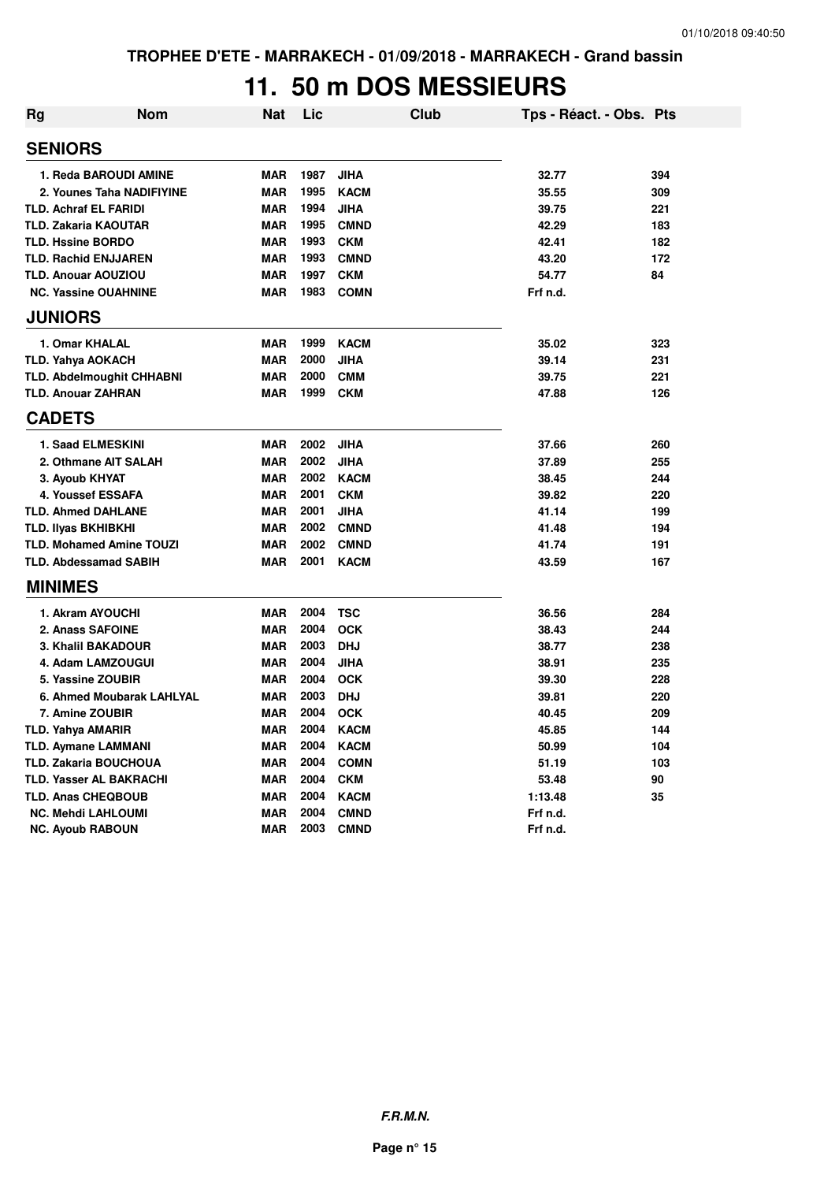TROPHEE D'ETE - MARRAKECH - 01/09/2018 - MARRAKECH - Grand bassin

# 11. 50 m DOS MESSIEURS

| Rg | Nom | Nat | Lic | Club | Tps - Réact. - Obs. | Pts |
|---|---|---|---|---|---|---|
| **SENIORS** | | | | | | |
| 1. | Reda BAROUDI AMINE | MAR | 1987 | JIHA | 32.77 | 394 |
| 2. | Younes Taha NADIFIYINE | MAR | 1995 | KACM | 35.55 | 309 |
| TLD. | Achraf EL FARIDI | MAR | 1994 | JIHA | 39.75 | 221 |
| TLD. | Zakaria KAOUTAR | MAR | 1995 | CMND | 42.29 | 183 |
| TLD. | Hssine BORDO | MAR | 1993 | CKM | 42.41 | 182 |
| TLD. | Rachid ENJJAREN | MAR | 1993 | CMND | 43.20 | 172 |
| TLD. | Anouar AOUZIOU | MAR | 1997 | CKM | 54.77 | 84 |
| NC. | Yassine OUAHNINE | MAR | 1983 | COMN | Frf n.d. | |
| **JUNIORS** | | | | | | |
| 1. | Omar KHALAL | MAR | 1999 | KACM | 35.02 | 323 |
| TLD. | Yahya AOKACH | MAR | 2000 | JIHA | 39.14 | 231 |
| TLD. | Abdelmoughit CHHABNI | MAR | 2000 | CMM | 39.75 | 221 |
| TLD. | Anouar ZAHRAN | MAR | 1999 | CKM | 47.88 | 126 |
| **CADETS** | | | | | | |
| 1. | Saad ELMESKINI | MAR | 2002 | JIHA | 37.66 | 260 |
| 2. | Othmane AIT SALAH | MAR | 2002 | JIHA | 37.89 | 255 |
| 3. | Ayoub KHYAT | MAR | 2002 | KACM | 38.45 | 244 |
| 4. | Youssef ESSAFA | MAR | 2001 | CKM | 39.82 | 220 |
| TLD. | Ahmed DAHLANE | MAR | 2001 | JIHA | 41.14 | 199 |
| TLD. | Ilyas BKHIBKHI | MAR | 2002 | CMND | 41.48 | 194 |
| TLD. | Mohamed Amine TOUZI | MAR | 2002 | CMND | 41.74 | 191 |
| TLD. | Abdessamad SABIH | MAR | 2001 | KACM | 43.59 | 167 |
| **MINIMES** | | | | | | |
| 1. | Akram AYOUCHI | MAR | 2004 | TSC | 36.56 | 284 |
| 2. | Anass SAFOINE | MAR | 2004 | OCK | 38.43 | 244 |
| 3. | Khalil BAKADOUR | MAR | 2003 | DHJ | 38.77 | 238 |
| 4. | Adam LAMZOUGUI | MAR | 2004 | JIHA | 38.91 | 235 |
| 5. | Yassine ZOUBIR | MAR | 2004 | OCK | 39.30 | 228 |
| 6. | Ahmed Moubarak LAHLYAL | MAR | 2003 | DHJ | 39.81 | 220 |
| 7. | Amine ZOUBIR | MAR | 2004 | OCK | 40.45 | 209 |
| TLD. | Yahya AMARIR | MAR | 2004 | KACM | 45.85 | 144 |
| TLD. | Aymane LAMMANI | MAR | 2004 | KACM | 50.99 | 104 |
| TLD. | Zakaria BOUCHOUA | MAR | 2004 | COMN | 51.19 | 103 |
| TLD. | Yasser AL BAKRACHI | MAR | 2004 | CKM | 53.48 | 90 |
| TLD. | Anas CHEQBOUB | MAR | 2004 | KACM | 1:13.48 | 35 |
| NC. | Mehdi LAHLOUMI | MAR | 2004 | CMND | Frf n.d. | |
| NC. | Ayoub RABOUN | MAR | 2003 | CMND | Frf n.d. | |

*F.R.M.N.*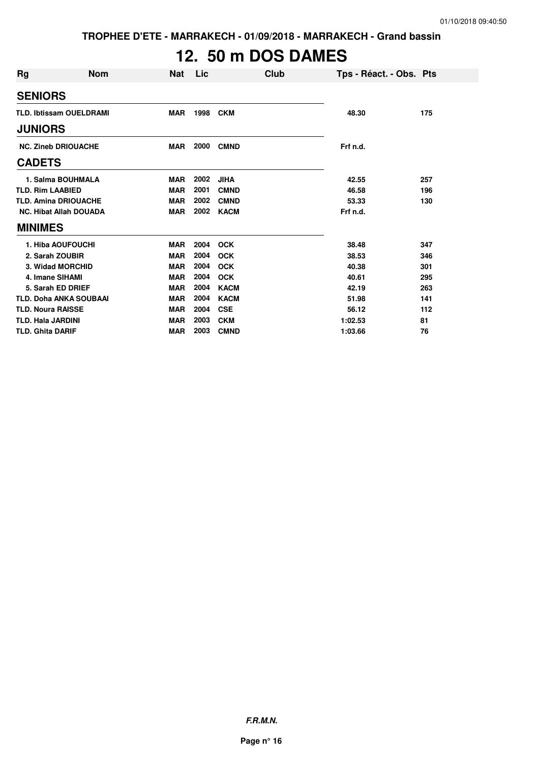TROPHEE D'ETE - MARRAKECH - 01/09/2018 - MARRAKECH - Grand bassin

# 12. 50 m DOS DAMES

| Rg | Nom | Nat | Lic | Club | Tps - Réact. - Obs. | Pts |
|---|---|---|---|---|---|---|
| **SENIORS** | | | | | | |
| TLD. | Ibtissam OUELDRAMI | MAR | 1998 | CKM | 48.30 | 175 |
| **JUNIORS** | | | | | | |
| NC. | Zineb DRIOUACHE | MAR | 2000 | CMND | Frf n.d. | |
| **CADETS** | | | | | | |
| 1. | Salma BOUHMALA | MAR | 2002 | JIHA | 42.55 | 257 |
| TLD. | Rim LAABIED | MAR | 2001 | CMND | 46.58 | 196 |
| TLD. | Amina DRIOUACHE | MAR | 2002 | CMND | 53.33 | 130 |
| NC. | Hibat Allah DOUADA | MAR | 2002 | KACM | Frf n.d. | |
| **MINIMES** | | | | | | |
| 1. | Hiba AOUFOUCHI | MAR | 2004 | OCK | 38.48 | 347 |
| 2. | Sarah ZOUBIR | MAR | 2004 | OCK | 38.53 | 346 |
| 3. | Widad MORCHID | MAR | 2004 | OCK | 40.38 | 301 |
| 4. | Imane SIHAMI | MAR | 2004 | OCK | 40.61 | 295 |
| 5. | Sarah ED DRIEF | MAR | 2004 | KACM | 42.19 | 263 |
| TLD. | Doha ANKA SOUBAAI | MAR | 2004 | KACM | 51.98 | 141 |
| TLD. | Noura RAISSE | MAR | 2004 | CSE | 56.12 | 112 |
| TLD. | Hala JARDINI | MAR | 2003 | CKM | 1:02.53 | 81 |
| TLD. | Ghita DARIF | MAR | 2003 | CMND | 1:03.66 | 76 |

*F.R.M.N.*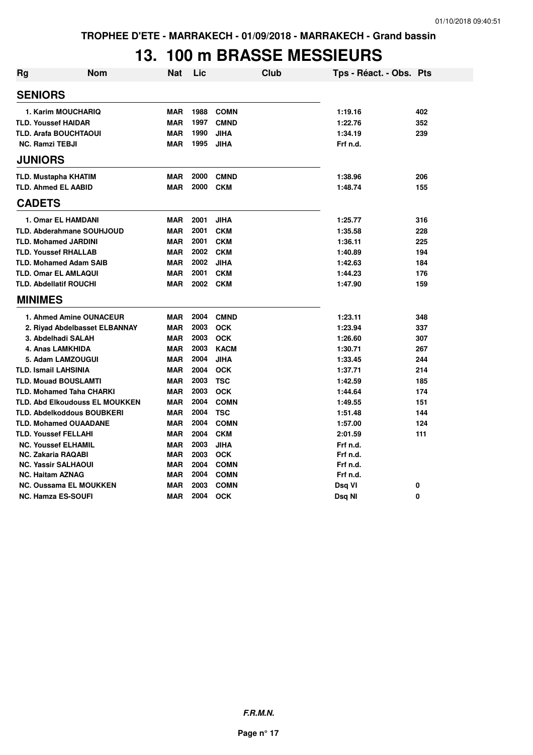TROPHEE D'ETE - MARRAKECH - 01/09/2018 - MARRAKECH - Grand bassin

# 13. 100 m BRASSE MESSIEURS

| Rg | Nom | Nat | Lic | Club | Tps - Réact. - Obs. | Pts |
|---|---|---|---|---|---|---|
| **SENIORS** | | | | | | |
| 1. | Karim MOUCHARIQ | MAR | 1988 | COMN | 1:19.16 | 402 |
| TLD. | Youssef HAIDAR | MAR | 1997 | CMND | 1:22.76 | 352 |
| TLD. | Arafa BOUCHTAOUI | MAR | 1990 | JIHA | 1:34.19 | 239 |
| NC. | Ramzi TEBJI | MAR | 1995 | JIHA | Frf n.d. | |
| **JUNIORS** | | | | | | |
| TLD. | Mustapha KHATIM | MAR | 2000 | CMND | 1:38.96 | 206 |
| TLD. | Ahmed EL AABID | MAR | 2000 | CKM | 1:48.74 | 155 |
| **CADETS** | | | | | | |
| 1. | Omar EL HAMDANI | MAR | 2001 | JIHA | 1:25.77 | 316 |
| TLD. | Abderahmane SOUHJOUD | MAR | 2001 | CKM | 1:35.58 | 228 |
| TLD. | Mohamed JARDINI | MAR | 2001 | CKM | 1:36.11 | 225 |
| TLD. | Youssef RHALLAB | MAR | 2002 | CKM | 1:40.89 | 194 |
| TLD. | Mohamed Adam SAIB | MAR | 2002 | JIHA | 1:42.63 | 184 |
| TLD. | Omar EL AMLAQUI | MAR | 2001 | CKM | 1:44.23 | 176 |
| TLD. | Abdellatif ROUCHI | MAR | 2002 | CKM | 1:47.90 | 159 |
| **MINIMES** | | | | | | |
| 1. | Ahmed Amine OUNACEUR | MAR | 2004 | CMND | 1:23.11 | 348 |
| 2. | Riyad Abdelbasset ELBANNAY | MAR | 2003 | OCK | 1:23.94 | 337 |
| 3. | Abdelhadi SALAH | MAR | 2003 | OCK | 1:26.60 | 307 |
| 4. | Anas LAMKHIDA | MAR | 2003 | KACM | 1:30.71 | 267 |
| 5. | Adam LAMZOUGUI | MAR | 2004 | JIHA | 1:33.45 | 244 |
| TLD. | Ismail LAHSINIA | MAR | 2004 | OCK | 1:37.71 | 214 |
| TLD. | Mouad BOUSLAMTI | MAR | 2003 | TSC | 1:42.59 | 185 |
| TLD. | Mohamed Taha CHARKI | MAR | 2003 | OCK | 1:44.64 | 174 |
| TLD. | Abd Elkoudouss EL MOUKKEN | MAR | 2004 | COMN | 1:49.55 | 151 |
| TLD. | Abdelkoddous BOUBKERI | MAR | 2004 | TSC | 1:51.48 | 144 |
| TLD. | Mohamed OUAADANE | MAR | 2004 | COMN | 1:57.00 | 124 |
| TLD. | Youssef FELLAHI | MAR | 2004 | CKM | 2:01.59 | 111 |
| NC. | Youssef ELHAMIL | MAR | 2003 | JIHA | Frf n.d. | |
| NC. | Zakaria RAQABI | MAR | 2003 | OCK | Frf n.d. | |
| NC. | Yassir SALHAOUI | MAR | 2004 | COMN | Frf n.d. | |
| NC. | Haitam AZNAG | MAR | 2004 | COMN | Frf n.d. | |
| NC. | Oussama EL MOUKKEN | MAR | 2003 | COMN | Dsq VI | 0 |
| NC. | Hamza ES-SOUFI | MAR | 2004 | OCK | Dsq NI | 0 |

*F.R.M.N.*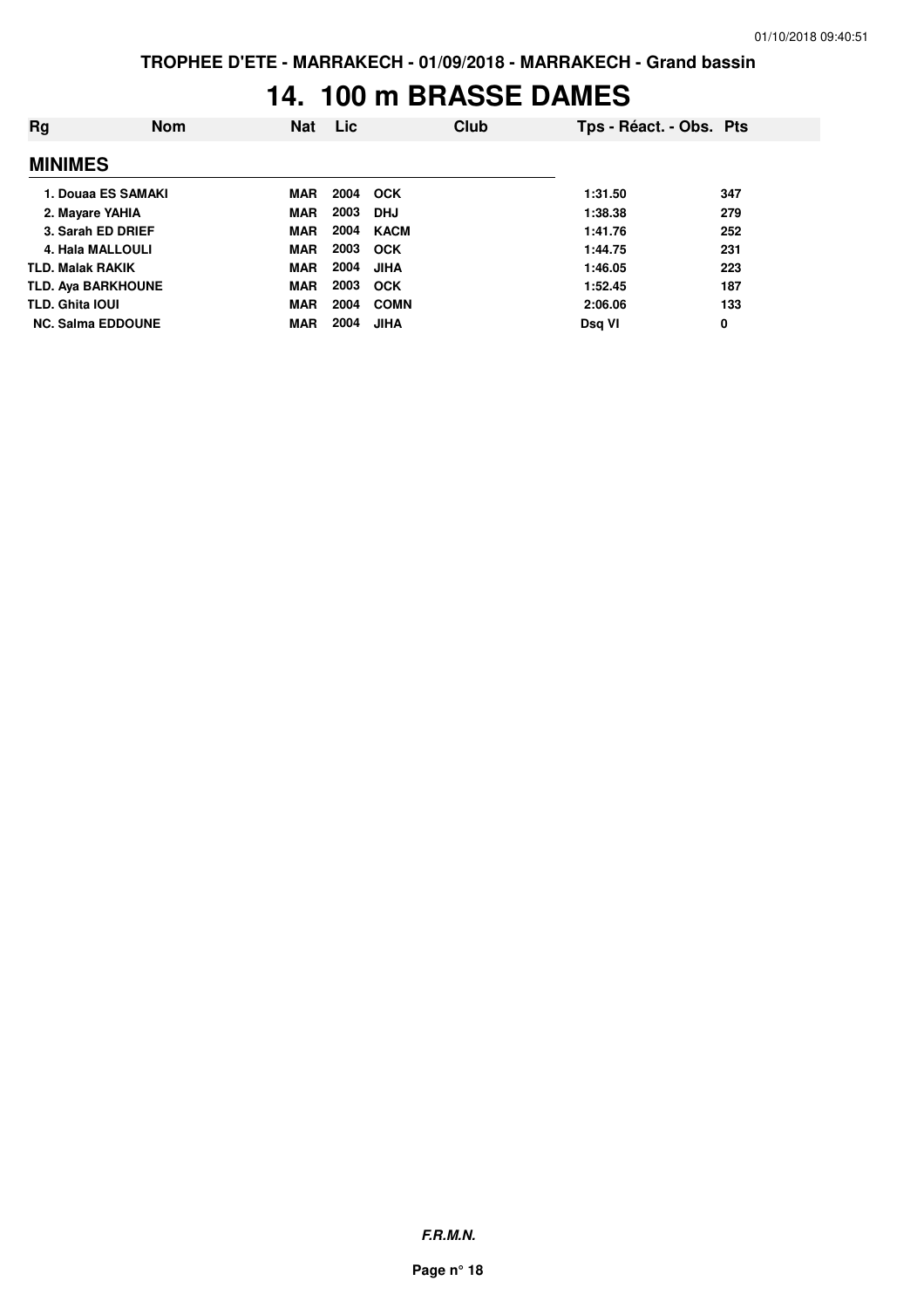# 14. 100 m BRASSE DAMES

| Rg | Nom | Nat | Lic | Club | Tps - Réact. - Obs. | Pts |
|---|---|---|---|---|---|---|
| **MINIMES** | | | | | | |
| 1. | Douaa ES SAMAKI | MAR | 2004 | OCK | 1:31.50 | 347 |
| 2. | Mayare YAHIA | MAR | 2003 | DHJ | 1:38.38 | 279 |
| 3. | Sarah ED DRIEF | MAR | 2004 | KACM | 1:41.76 | 252 |
| 4. | Hala MALLOULI | MAR | 2003 | OCK | 1:44.75 | 231 |
| TLD. | Malak RAKIK | MAR | 2004 | JIHA | 1:46.05 | 223 |
| TLD. | Aya BARKHOUNE | MAR | 2003 | OCK | 1:52.45 | 187 |
| TLD. | Ghita IOUI | MAR | 2004 | COMN | 2:06.06 | 133 |
| NC. | Salma EDDOUNE | MAR | 2004 | JIHA | Dsq VI | 0 |

***F.R.M.N.***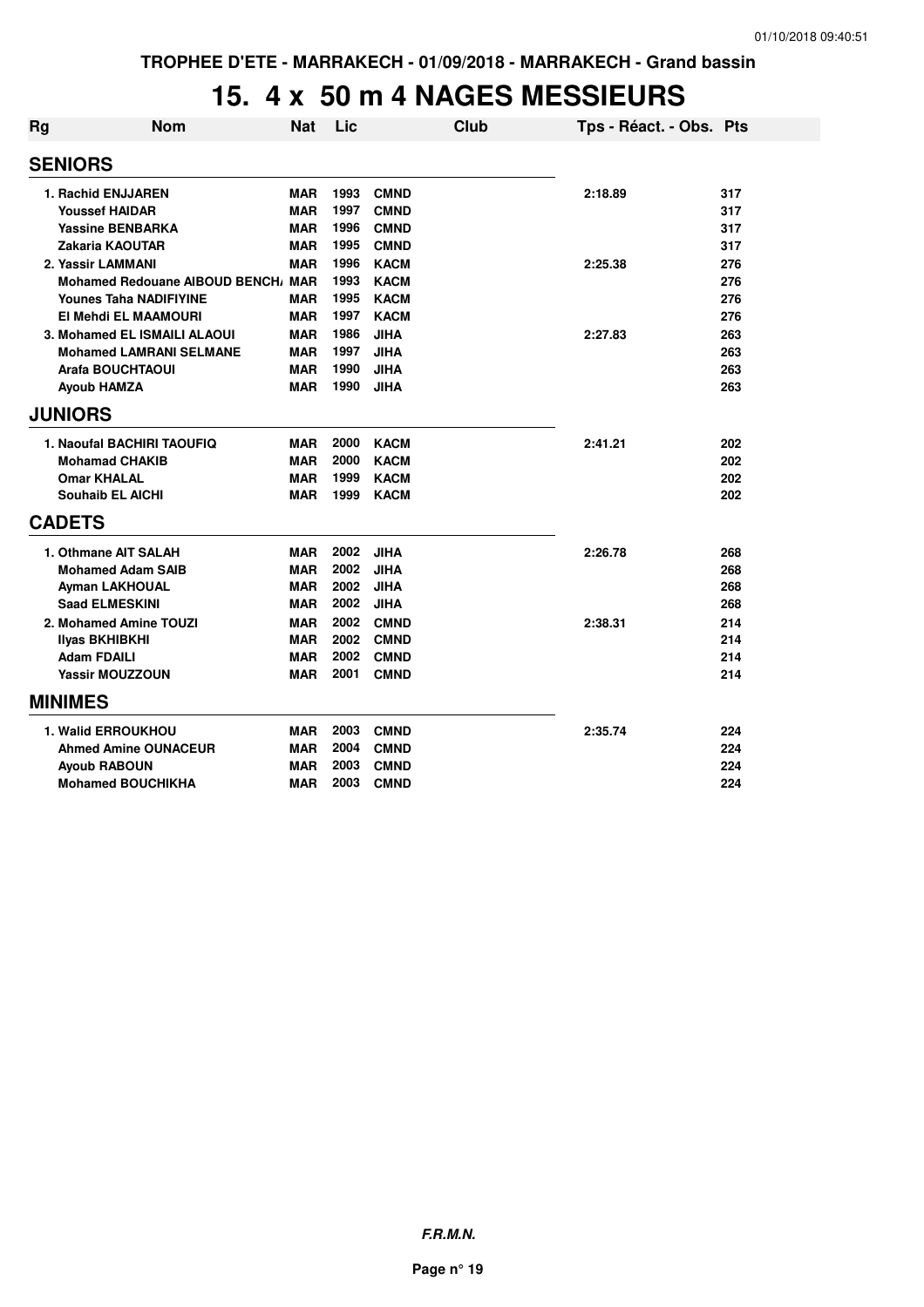TROPHEE D'ETE - MARRAKECH - 01/09/2018 - MARRAKECH - Grand bassin

# 15. 4 x 50 m 4 NAGES MESSIEURS

| Rg | Nom | Nat | Lic | Club | Tps - Réact. - Obs. | Pts |
|---|---|---|---|---|---|---|
| **SENIORS** | | | | | | |
| 1. Rachid ENJJAREN | | MAR | 1993 | CMND | 2:18.89 | 317 |
| | Youssef HAIDAR | MAR | 1997 | CMND | | 317 |
| | Yassine BENBARKA | MAR | 1996 | CMND | | 317 |
| | Zakaria KAOUTAR | MAR | 1995 | CMND | | 317 |
| 2. Yassir LAMMANI | | MAR | 1996 | KACM | 2:25.38 | 276 |
| | Mohamed Redouane AIBOUD BENCH/ | MAR | 1993 | KACM | | 276 |
| | Younes Taha NADIFIYINE | MAR | 1995 | KACM | | 276 |
| | El Mehdi EL MAAMOURI | MAR | 1997 | KACM | | 276 |
| 3. Mohamed EL ISMAILI ALAOUI | | MAR | 1986 | JIHA | 2:27.83 | 263 |
| | Mohamed LAMRANI SELMANE | MAR | 1997 | JIHA | | 263 |
| | Arafa BOUCHTAOUI | MAR | 1990 | JIHA | | 263 |
| | Ayoub HAMZA | MAR | 1990 | JIHA | | 263 |
| **JUNIORS** | | | | | | |
| 1. Naoufal BACHIRI TAOUFIQ | | MAR | 2000 | KACM | 2:41.21 | 202 |
| | Mohamad CHAKIB | MAR | 2000 | KACM | | 202 |
| | Omar KHALAL | MAR | 1999 | KACM | | 202 |
| | Souhaib EL AICHI | MAR | 1999 | KACM | | 202 |
| **CADETS** | | | | | | |
| 1. Othmane AIT SALAH | | MAR | 2002 | JIHA | 2:26.78 | 268 |
| | Mohamed Adam SAIB | MAR | 2002 | JIHA | | 268 |
| | Ayman LAKHOUAL | MAR | 2002 | JIHA | | 268 |
| | Saad ELMESKINI | MAR | 2002 | JIHA | | 268 |
| 2. Mohamed Amine TOUZI | | MAR | 2002 | CMND | 2:38.31 | 214 |
| | Ilyas BKHIBKHI | MAR | 2002 | CMND | | 214 |
| | Adam FDAILI | MAR | 2002 | CMND | | 214 |
| | Yassir MOUZZOUN | MAR | 2001 | CMND | | 214 |
| **MINIMES** | | | | | | |
| 1. Walid ERROUKHOU | | MAR | 2003 | CMND | 2:35.74 | 224 |
| | Ahmed Amine OUNACEUR | MAR | 2004 | CMND | | 224 |
| | Ayoub RABOUN | MAR | 2003 | CMND | | 224 |
| | Mohamed BOUCHIKHA | MAR | 2003 | CMND | | 224 |

*F.R.M.N.*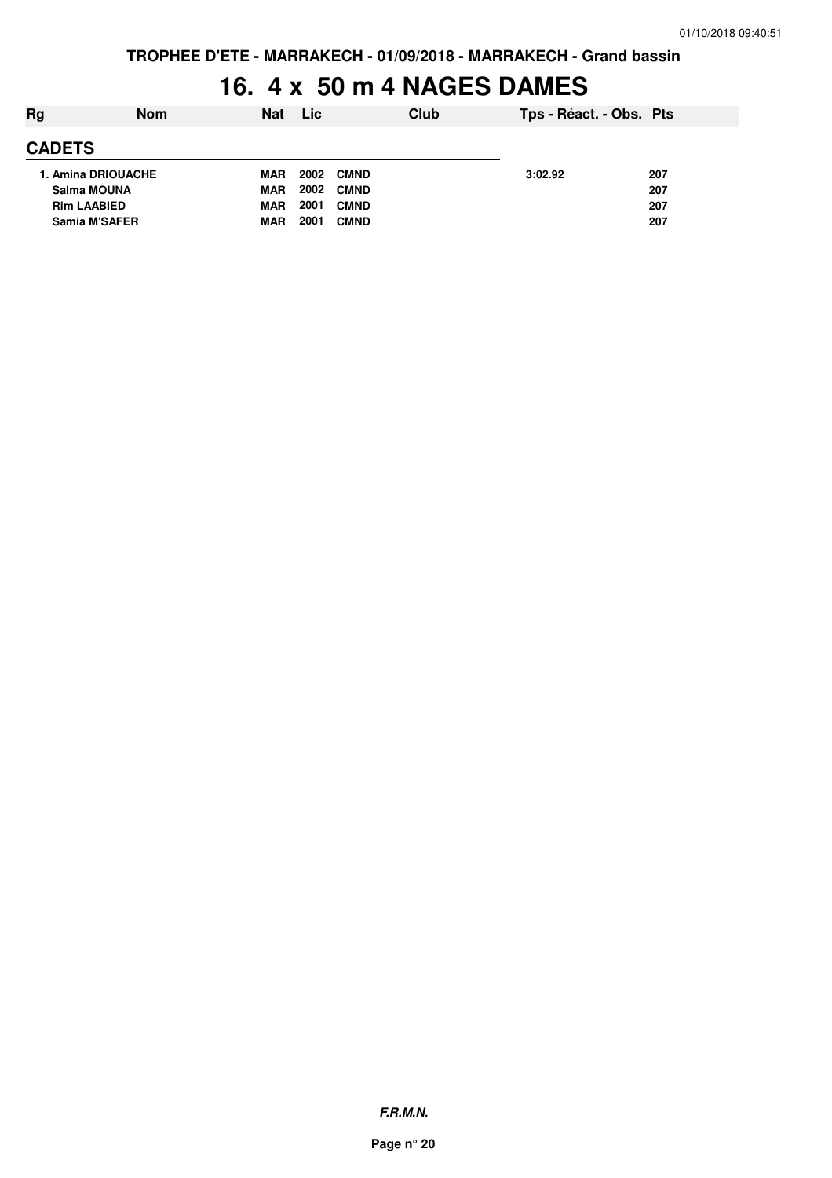TROPHEE D'ETE - MARRAKECH - 01/09/2018 - MARRAKECH - Grand bassin

# 16. 4 x 50 m 4 NAGES DAMES

| Rg | Nom | Nat | Lic | Club | Tps - Réact. - Obs. | Pts |
|---|---|---|---|---|---|---|
| **CADETS** | | | | | | |
| 1. | Amina DRIOUACHE | MAR | 2002 | CMND | 3:02.92 | 207 |
| | Salma MOUNA | MAR | 2002 | CMND | | 207 |
| | Rim LAABIED | MAR | 2001 | CMND | | 207 |
| | Samia M'SAFER | MAR | 2001 | CMND | | 207 |

*F.R.M.N.*